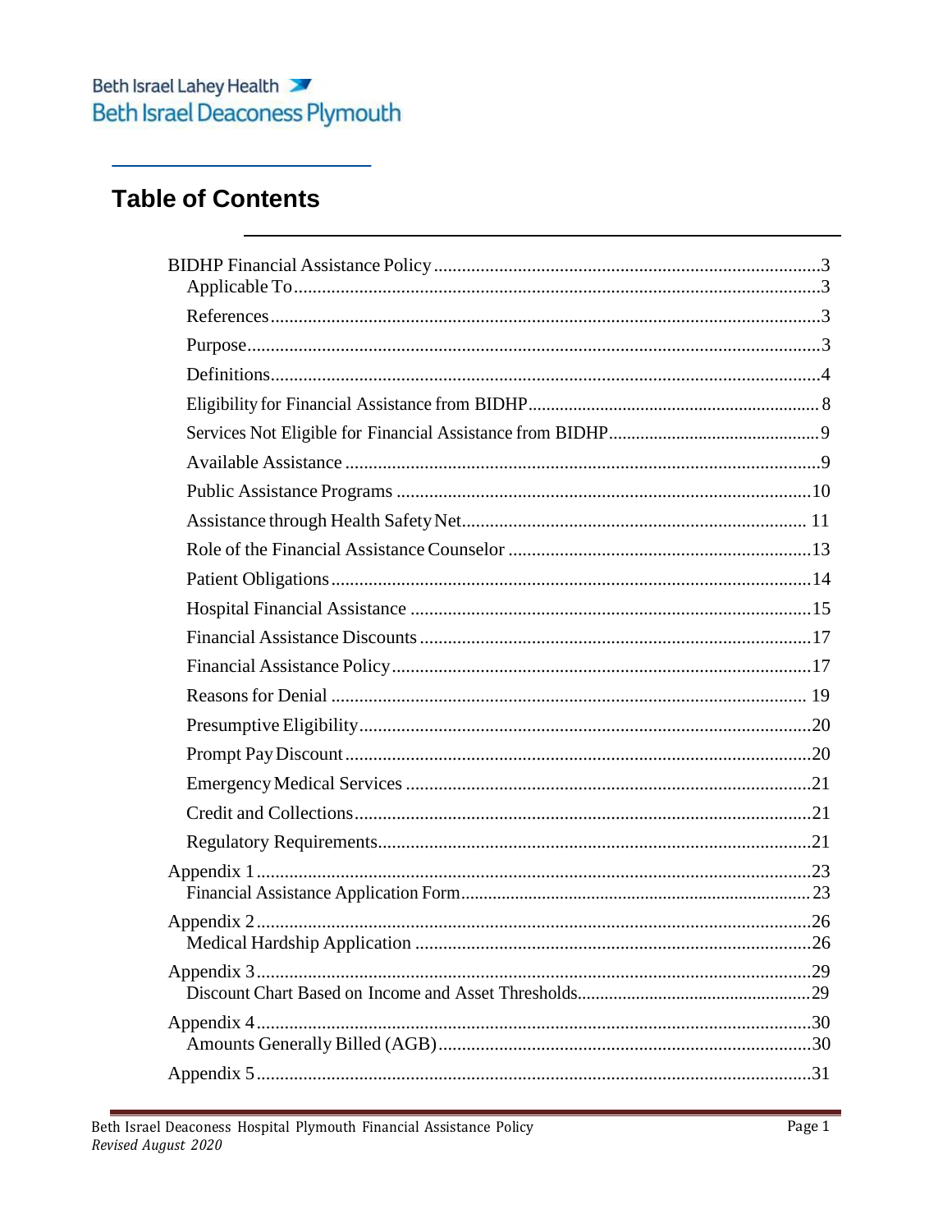Beth Israel Lahey Health
Beth Israel Deaconess Plymouth

# Table of Contents

- BIDHP Financial Assistance Policy .......... 3
  - Applicable To .......... 3
  - References .......... 3
  - Purpose .......... 3
  - Definitions .......... 4
  - Eligibility for Financial Assistance from BIDHP .......... 8
  - Services Not Eligible for Financial Assistance from BIDHP .......... 9
  - Available Assistance .......... 9
  - Public Assistance Programs .......... 10
  - Assistance through Health Safety Net .......... 11
  - Role of the Financial Assistance Counselor .......... 13
  - Patient Obligations .......... 14
  - Hospital Financial Assistance .......... 15
  - Financial Assistance Discounts .......... 17
  - Financial Assistance Policy .......... 17
  - Reasons for Denial .......... 19
  - Presumptive Eligibility .......... 20
  - Prompt Pay Discount .......... 20
  - Emergency Medical Services .......... 21
  - Credit and Collections .......... 21
  - Regulatory Requirements .......... 21
- Appendix 1 .......... 23
  - Financial Assistance Application Form .......... 23
- Appendix 2 .......... 26
  - Medical Hardship Application .......... 26
- Appendix 3 .......... 29
  - Discount Chart Based on Income and Asset Thresholds .......... 29
- Appendix 4 .......... 30
  - Amounts Generally Billed (AGB) .......... 30
- Appendix 5 .......... 31

Beth Israel Deaconess Hospital Plymouth Financial Assistance Policy
*Revised August 2020*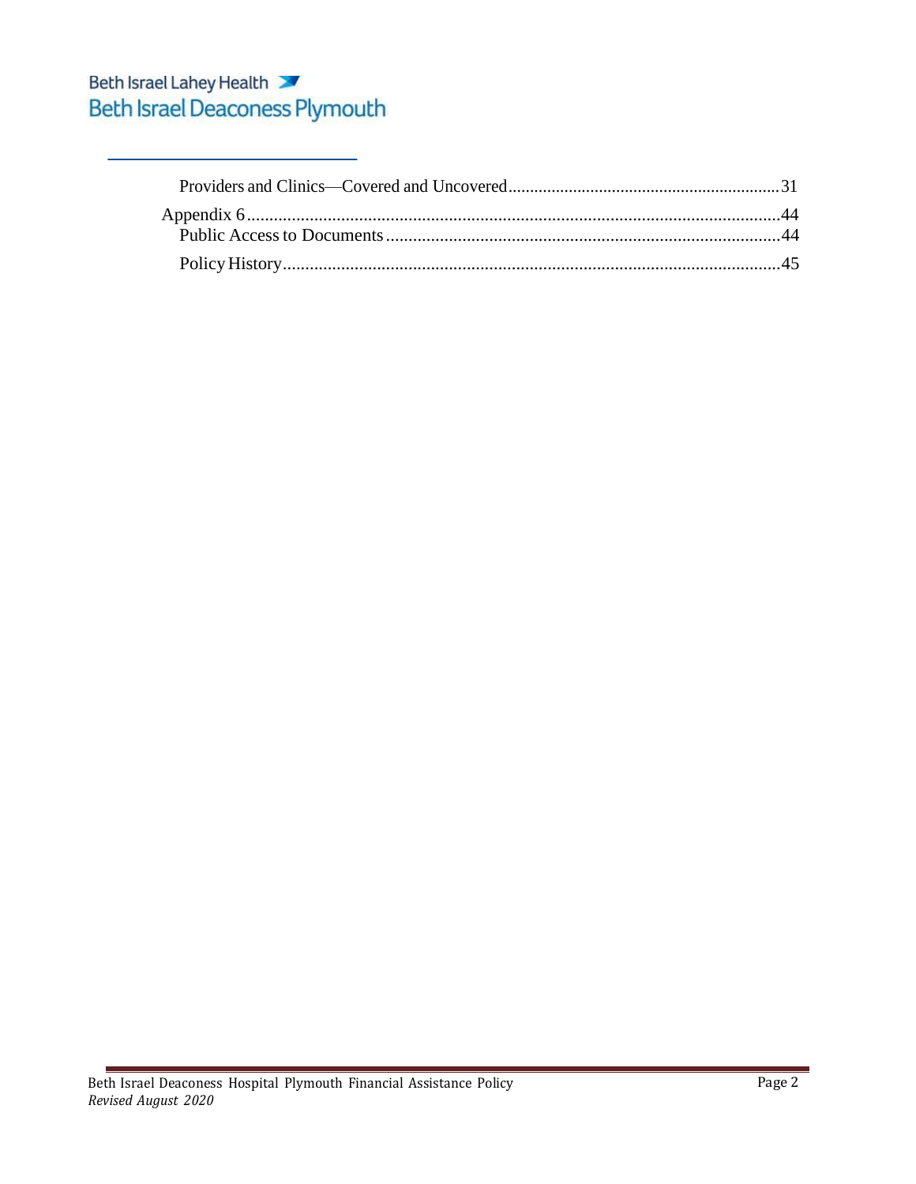Providers and Clinics—Covered and Uncovered ........ 31

Appendix 6 ........ 44

Public Access to Documents ........ 44

Policy History ........ 45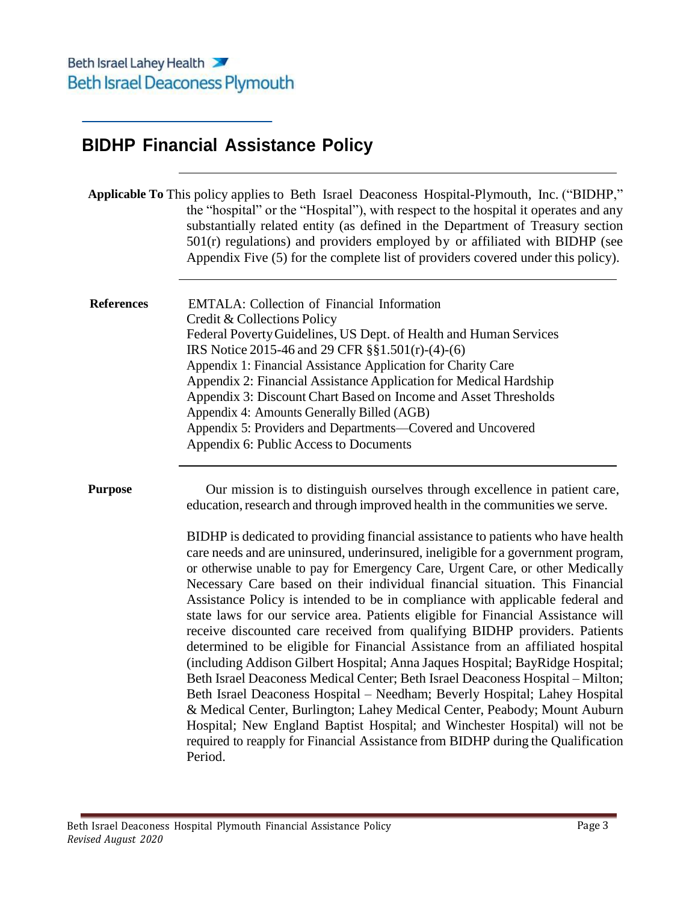Beth Israel Lahey Health
Beth Israel Deaconess Plymouth

# BIDHP Financial Assistance Policy

**Applicable To** This policy applies to Beth Israel Deaconess Hospital-Plymouth, Inc. ("BIDHP," the "hospital" or the "Hospital"), with respect to the hospital it operates and any substantially related entity (as defined in the Department of Treasury section 501(r) regulations) and providers employed by or affiliated with BIDHP (see Appendix Five (5) for the complete list of providers covered under this policy).

**References**

EMTALA: Collection of Financial Information
Credit & Collections Policy
Federal Poverty Guidelines, US Dept. of Health and Human Services
IRS Notice 2015-46 and 29 CFR §§1.501(r)-(4)-(6)
Appendix 1: Financial Assistance Application for Charity Care
Appendix 2: Financial Assistance Application for Medical Hardship
Appendix 3: Discount Chart Based on Income and Asset Thresholds
Appendix 4: Amounts Generally Billed (AGB)
Appendix 5: Providers and Departments—Covered and Uncovered
Appendix 6: Public Access to Documents

**Purpose**

Our mission is to distinguish ourselves through excellence in patient care, education, research and through improved health in the communities we serve.

BIDHP is dedicated to providing financial assistance to patients who have health care needs and are uninsured, underinsured, ineligible for a government program, or otherwise unable to pay for Emergency Care, Urgent Care, or other Medically Necessary Care based on their individual financial situation. This Financial Assistance Policy is intended to be in compliance with applicable federal and state laws for our service area. Patients eligible for Financial Assistance will receive discounted care received from qualifying BIDHP providers. Patients determined to be eligible for Financial Assistance from an affiliated hospital (including Addison Gilbert Hospital; Anna Jaques Hospital; BayRidge Hospital; Beth Israel Deaconess Medical Center; Beth Israel Deaconess Hospital – Milton; Beth Israel Deaconess Hospital – Needham; Beverly Hospital; Lahey Hospital & Medical Center, Burlington; Lahey Medical Center, Peabody; Mount Auburn Hospital; New England Baptist Hospital; and Winchester Hospital) will not be required to reapply for Financial Assistance from BIDHP during the Qualification Period.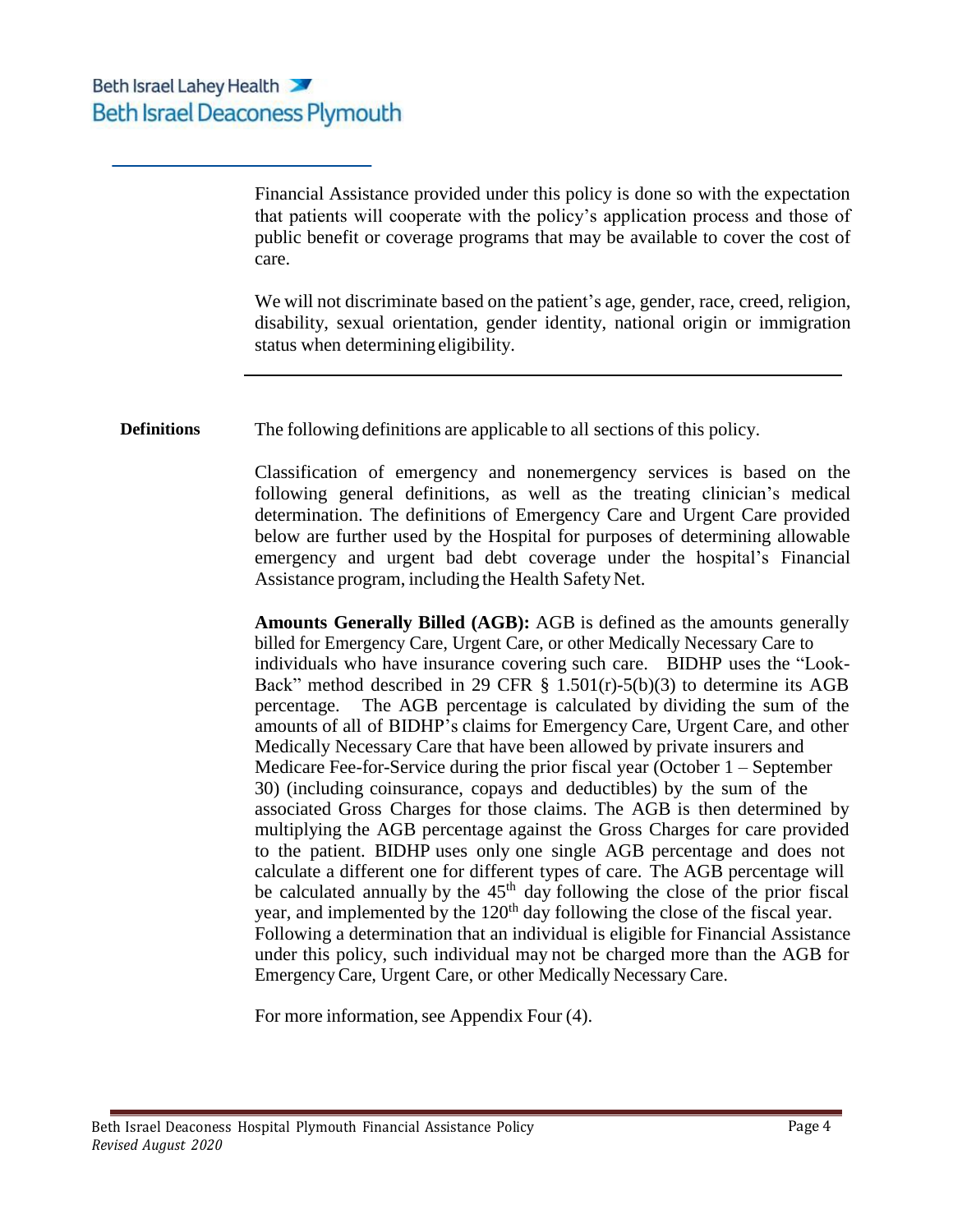Financial Assistance provided under this policy is done so with the expectation that patients will cooperate with the policy's application process and those of public benefit or coverage programs that may be available to cover the cost of care.

We will not discriminate based on the patient's age, gender, race, creed, religion, disability, sexual orientation, gender identity, national origin or immigration status when determining eligibility.

---

**Definitions**

The following definitions are applicable to all sections of this policy.

Classification of emergency and nonemergency services is based on the following general definitions, as well as the treating clinician's medical determination. The definitions of Emergency Care and Urgent Care provided below are further used by the Hospital for purposes of determining allowable emergency and urgent bad debt coverage under the hospital's Financial Assistance program, including the Health Safety Net.

**Amounts Generally Billed (AGB):** AGB is defined as the amounts generally billed for Emergency Care, Urgent Care, or other Medically Necessary Care to individuals who have insurance covering such care. BIDHP uses the "Look-Back" method described in 29 CFR § 1.501(r)-5(b)(3) to determine its AGB percentage. The AGB percentage is calculated by dividing the sum of the amounts of all of BIDHP's claims for Emergency Care, Urgent Care, and other Medically Necessary Care that have been allowed by private insurers and Medicare Fee-for-Service during the prior fiscal year (October 1 – September 30) (including coinsurance, copays and deductibles) by the sum of the associated Gross Charges for those claims. The AGB is then determined by multiplying the AGB percentage against the Gross Charges for care provided to the patient. BIDHP uses only one single AGB percentage and does not calculate a different one for different types of care. The AGB percentage will be calculated annually by the 45th day following the close of the prior fiscal year, and implemented by the 120th day following the close of the fiscal year. Following a determination that an individual is eligible for Financial Assistance under this policy, such individual may not be charged more than the AGB for Emergency Care, Urgent Care, or other Medically Necessary Care.

For more information, see Appendix Four (4).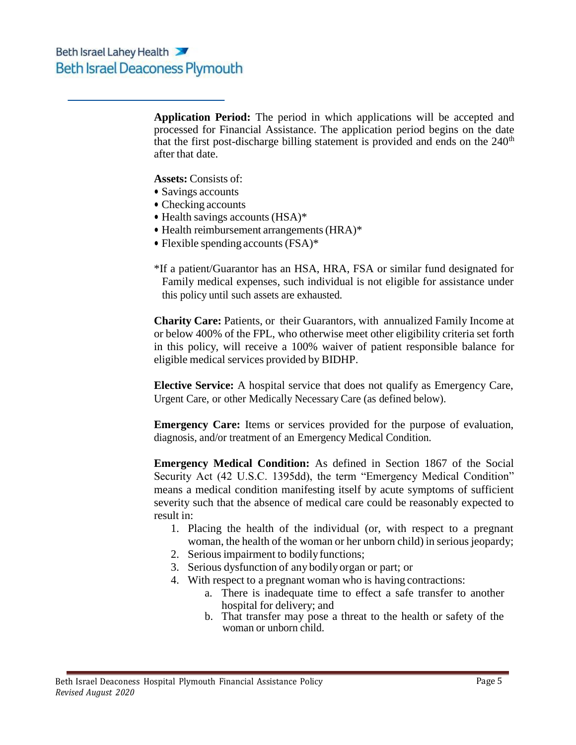**Application Period:** The period in which applications will be accepted and processed for Financial Assistance. The application period begins on the date that the first post-discharge billing statement is provided and ends on the 240th after that date.

**Assets:** Consists of:

- Savings accounts
- Checking accounts
- Health savings accounts (HSA)*
- Health reimbursement arrangements (HRA)*
- Flexible spending accounts (FSA)*

*If a patient/Guarantor has an HSA, HRA, FSA or similar fund designated for Family medical expenses, such individual is not eligible for assistance under this policy until such assets are exhausted.

**Charity Care:** Patients, or their Guarantors, with annualized Family Income at or below 400% of the FPL, who otherwise meet other eligibility criteria set forth in this policy, will receive a 100% waiver of patient responsible balance for eligible medical services provided by BIDHP.

**Elective Service:** A hospital service that does not qualify as Emergency Care, Urgent Care, or other Medically Necessary Care (as defined below).

**Emergency Care:** Items or services provided for the purpose of evaluation, diagnosis, and/or treatment of an Emergency Medical Condition.

**Emergency Medical Condition:** As defined in Section 1867 of the Social Security Act (42 U.S.C. 1395dd), the term "Emergency Medical Condition" means a medical condition manifesting itself by acute symptoms of sufficient severity such that the absence of medical care could be reasonably expected to result in:

1. Placing the health of the individual (or, with respect to a pregnant woman, the health of the woman or her unborn child) in serious jeopardy;
2. Serious impairment to bodily functions;
3. Serious dysfunction of any bodily organ or part; or
4. With respect to a pregnant woman who is having contractions:
    a. There is inadequate time to effect a safe transfer to another hospital for delivery; and
    b. That transfer may pose a threat to the health or safety of the woman or unborn child.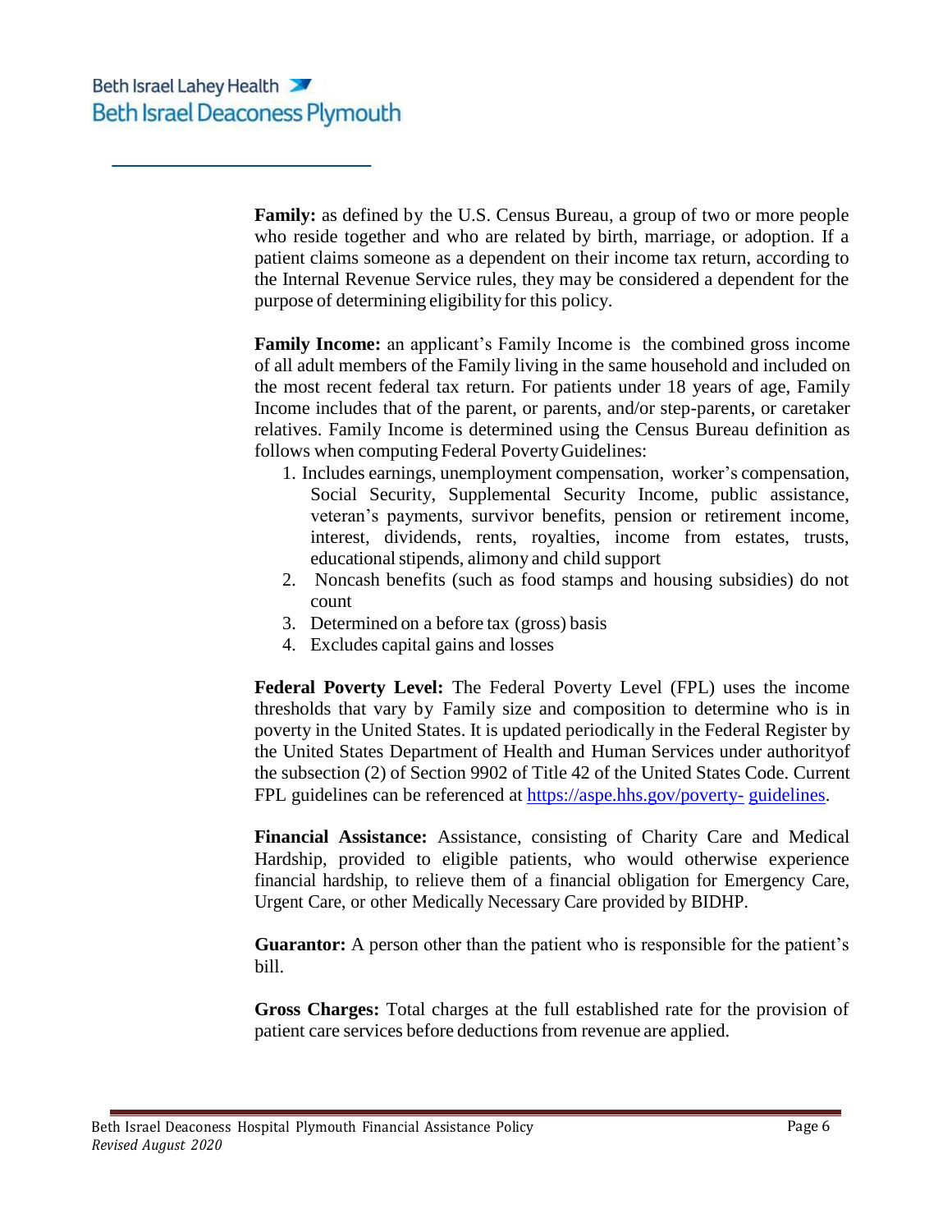**Family:** as defined by the U.S. Census Bureau, a group of two or more people who reside together and who are related by birth, marriage, or adoption. If a patient claims someone as a dependent on their income tax return, according to the Internal Revenue Service rules, they may be considered a dependent for the purpose of determining eligibility for this policy.

**Family Income:** an applicant's Family Income is the combined gross income of all adult members of the Family living in the same household and included on the most recent federal tax return. For patients under 18 years of age, Family Income includes that of the parent, or parents, and/or step-parents, or caretaker relatives. Family Income is determined using the Census Bureau definition as follows when computing Federal Poverty Guidelines:

1. Includes earnings, unemployment compensation, worker's compensation, Social Security, Supplemental Security Income, public assistance, veteran's payments, survivor benefits, pension or retirement income, interest, dividends, rents, royalties, income from estates, trusts, educational stipends, alimony and child support
2. Noncash benefits (such as food stamps and housing subsidies) do not count
3. Determined on a before tax (gross) basis
4. Excludes capital gains and losses

**Federal Poverty Level:** The Federal Poverty Level (FPL) uses the income thresholds that vary by Family size and composition to determine who is in poverty in the United States. It is updated periodically in the Federal Register by the United States Department of Health and Human Services under authorityof the subsection (2) of Section 9902 of Title 42 of the United States Code. Current FPL guidelines can be referenced at https://aspe.hhs.gov/poverty- guidelines.

**Financial Assistance:** Assistance, consisting of Charity Care and Medical Hardship, provided to eligible patients, who would otherwise experience financial hardship, to relieve them of a financial obligation for Emergency Care, Urgent Care, or other Medically Necessary Care provided by BIDHP.

**Guarantor:** A person other than the patient who is responsible for the patient's bill.

**Gross Charges:** Total charges at the full established rate for the provision of patient care services before deductions from revenue are applied.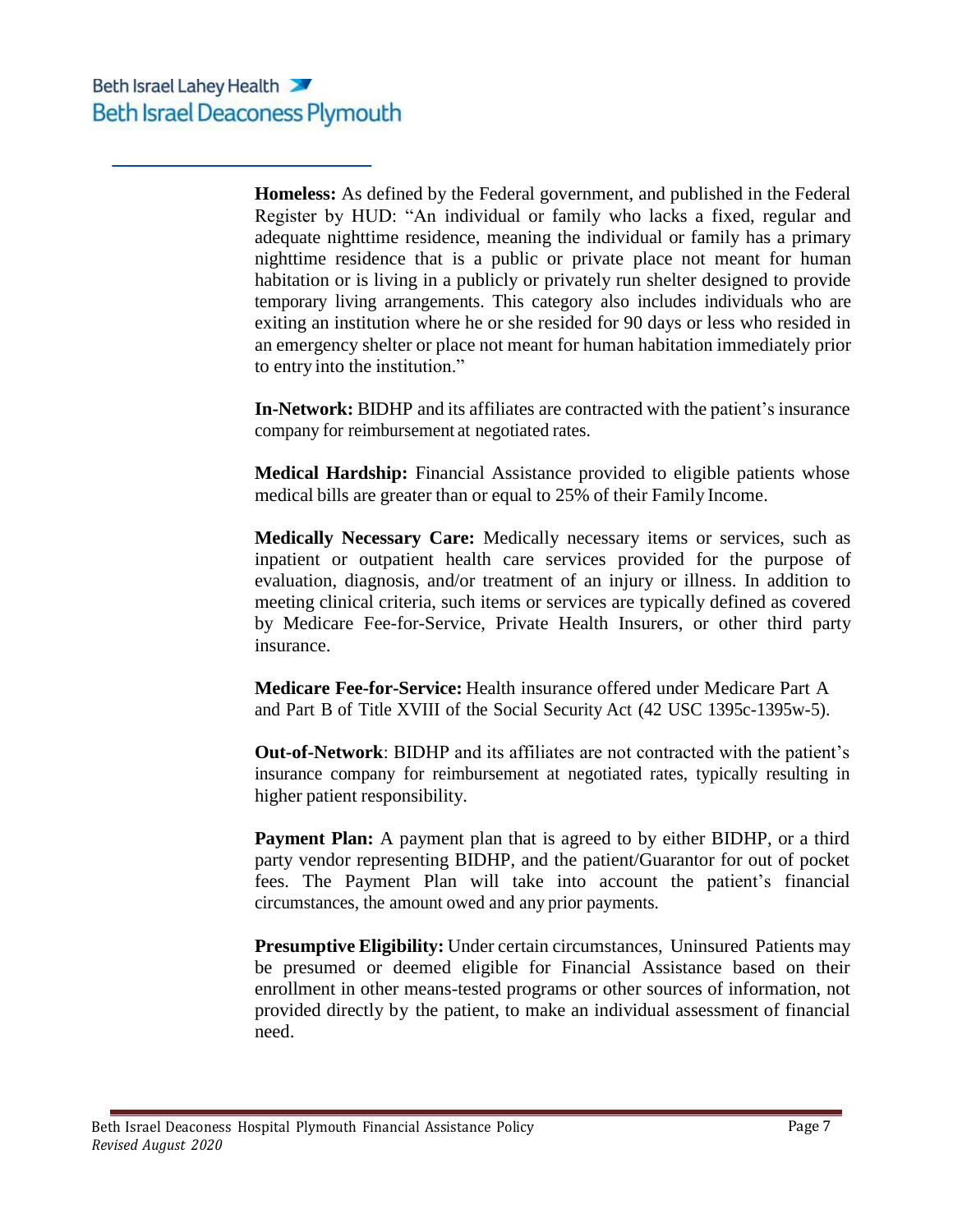**Homeless:** As defined by the Federal government, and published in the Federal Register by HUD: "An individual or family who lacks a fixed, regular and adequate nighttime residence, meaning the individual or family has a primary nighttime residence that is a public or private place not meant for human habitation or is living in a publicly or privately run shelter designed to provide temporary living arrangements. This category also includes individuals who are exiting an institution where he or she resided for 90 days or less who resided in an emergency shelter or place not meant for human habitation immediately prior to entry into the institution."

**In-Network:** BIDHP and its affiliates are contracted with the patient's insurance company for reimbursement at negotiated rates.

**Medical Hardship:** Financial Assistance provided to eligible patients whose medical bills are greater than or equal to 25% of their Family Income.

**Medically Necessary Care:** Medically necessary items or services, such as inpatient or outpatient health care services provided for the purpose of evaluation, diagnosis, and/or treatment of an injury or illness. In addition to meeting clinical criteria, such items or services are typically defined as covered by Medicare Fee-for-Service, Private Health Insurers, or other third party insurance.

**Medicare Fee-for-Service:** Health insurance offered under Medicare Part A and Part B of Title XVIII of the Social Security Act (42 USC 1395c-1395w-5).

**Out-of-Network**: BIDHP and its affiliates are not contracted with the patient's insurance company for reimbursement at negotiated rates, typically resulting in higher patient responsibility.

**Payment Plan:** A payment plan that is agreed to by either BIDHP, or a third party vendor representing BIDHP, and the patient/Guarantor for out of pocket fees. The Payment Plan will take into account the patient's financial circumstances, the amount owed and any prior payments.

**Presumptive Eligibility:** Under certain circumstances, Uninsured Patients may be presumed or deemed eligible for Financial Assistance based on their enrollment in other means-tested programs or other sources of information, not provided directly by the patient, to make an individual assessment of financial need.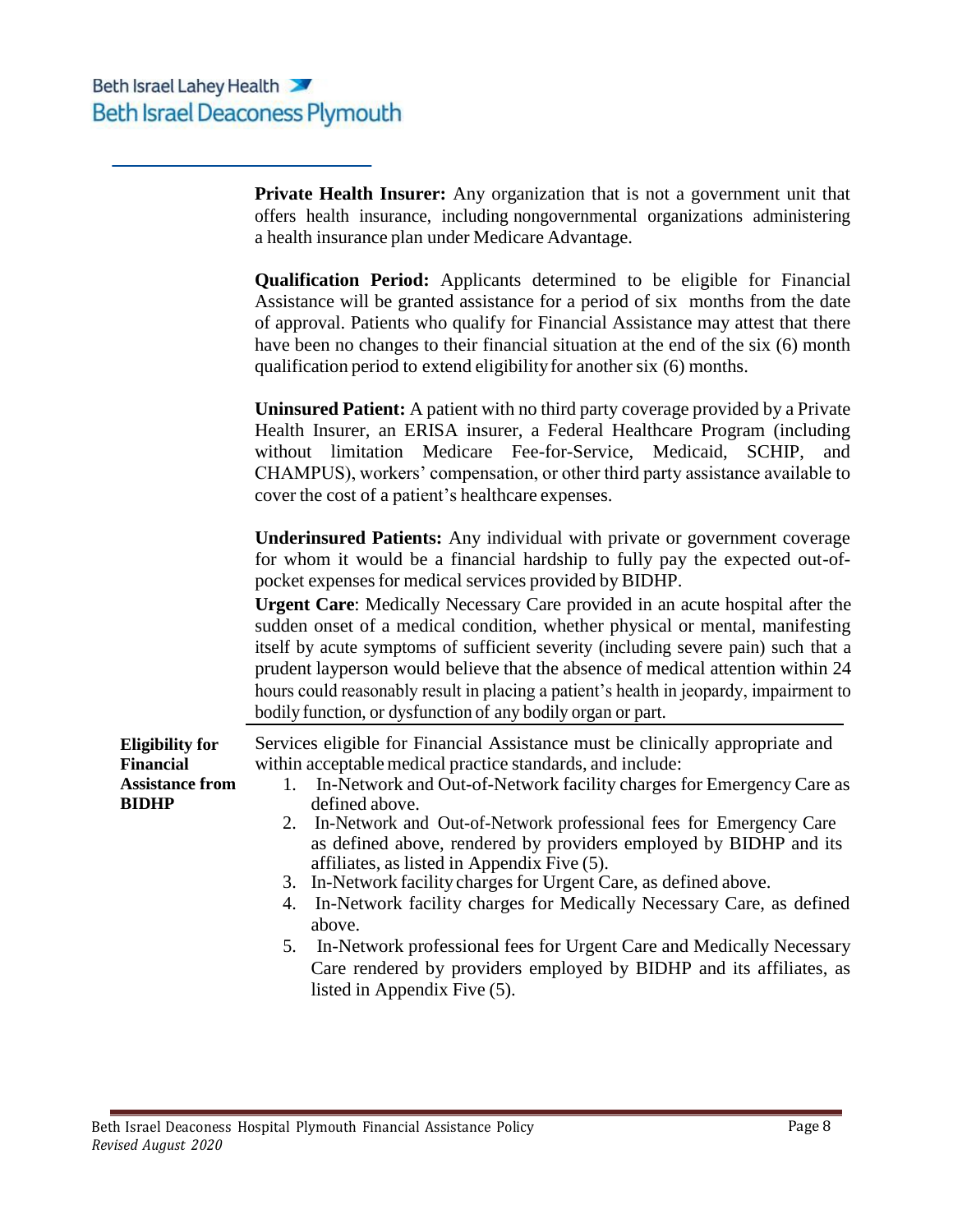**Private Health Insurer:** Any organization that is not a government unit that offers health insurance, including nongovernmental organizations administering a health insurance plan under Medicare Advantage.

**Qualification Period:** Applicants determined to be eligible for Financial Assistance will be granted assistance for a period of six months from the date of approval. Patients who qualify for Financial Assistance may attest that there have been no changes to their financial situation at the end of the six (6) month qualification period to extend eligibility for another six (6) months.

**Uninsured Patient:** A patient with no third party coverage provided by a Private Health Insurer, an ERISA insurer, a Federal Healthcare Program (including without limitation Medicare Fee-for-Service, Medicaid, SCHIP, and CHAMPUS), workers' compensation, or other third party assistance available to cover the cost of a patient's healthcare expenses.

**Underinsured Patients:** Any individual with private or government coverage for whom it would be a financial hardship to fully pay the expected out-of-pocket expenses for medical services provided by BIDHP.

**Urgent Care**: Medically Necessary Care provided in an acute hospital after the sudden onset of a medical condition, whether physical or mental, manifesting itself by acute symptoms of sufficient severity (including severe pain) such that a prudent layperson would believe that the absence of medical attention within 24 hours could reasonably result in placing a patient's health in jeopardy, impairment to bodily function, or dysfunction of any bodily organ or part.

**Eligibility for Financial Assistance from BIDHP**

Services eligible for Financial Assistance must be clinically appropriate and within acceptable medical practice standards, and include:

1. In-Network and Out-of-Network facility charges for Emergency Care as defined above.
2. In-Network and Out-of-Network professional fees for Emergency Care as defined above, rendered by providers employed by BIDHP and its affiliates, as listed in Appendix Five (5).
3. In-Network facility charges for Urgent Care, as defined above.
4. In-Network facility charges for Medically Necessary Care, as defined above.
5. In-Network professional fees for Urgent Care and Medically Necessary Care rendered by providers employed by BIDHP and its affiliates, as listed in Appendix Five (5).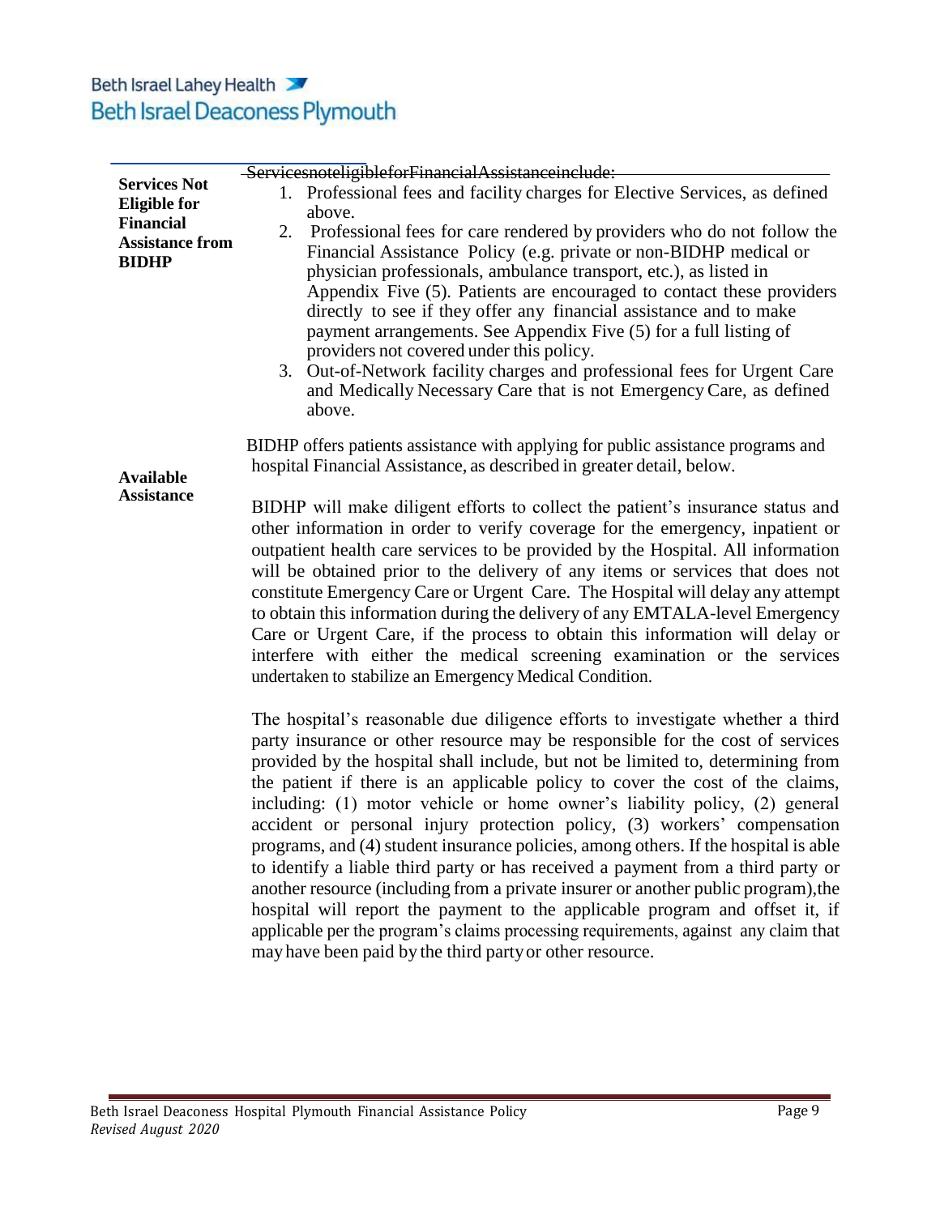**Services Not Eligible for Financial Assistance from BIDHP**

~~ServicesnoteligibleforFinancialAssistanceinclude:~~

1. Professional fees and facility charges for Elective Services, as defined above.
2. Professional fees for care rendered by providers who do not follow the Financial Assistance Policy (e.g. private or non-BIDHP medical or physician professionals, ambulance transport, etc.), as listed in Appendix Five (5). Patients are encouraged to contact these providers directly to see if they offer any financial assistance and to make payment arrangements. See Appendix Five (5) for a full listing of providers not covered under this policy.
3. Out-of-Network facility charges and professional fees for Urgent Care and Medically Necessary Care that is not Emergency Care, as defined above.

**Available Assistance**

BIDHP offers patients assistance with applying for public assistance programs and hospital Financial Assistance, as described in greater detail, below.

BIDHP will make diligent efforts to collect the patient's insurance status and other information in order to verify coverage for the emergency, inpatient or outpatient health care services to be provided by the Hospital. All information will be obtained prior to the delivery of any items or services that does not constitute Emergency Care or Urgent Care. The Hospital will delay any attempt to obtain this information during the delivery of any EMTALA-level Emergency Care or Urgent Care, if the process to obtain this information will delay or interfere with either the medical screening examination or the services undertaken to stabilize an Emergency Medical Condition.

The hospital's reasonable due diligence efforts to investigate whether a third party insurance or other resource may be responsible for the cost of services provided by the hospital shall include, but not be limited to, determining from the patient if there is an applicable policy to cover the cost of the claims, including: (1) motor vehicle or home owner's liability policy, (2) general accident or personal injury protection policy, (3) workers' compensation programs, and (4) student insurance policies, among others. If the hospital is able to identify a liable third party or has received a payment from a third party or another resource (including from a private insurer or another public program),the hospital will report the payment to the applicable program and offset it, if applicable per the program's claims processing requirements, against any claim that may have been paid by the third party or other resource.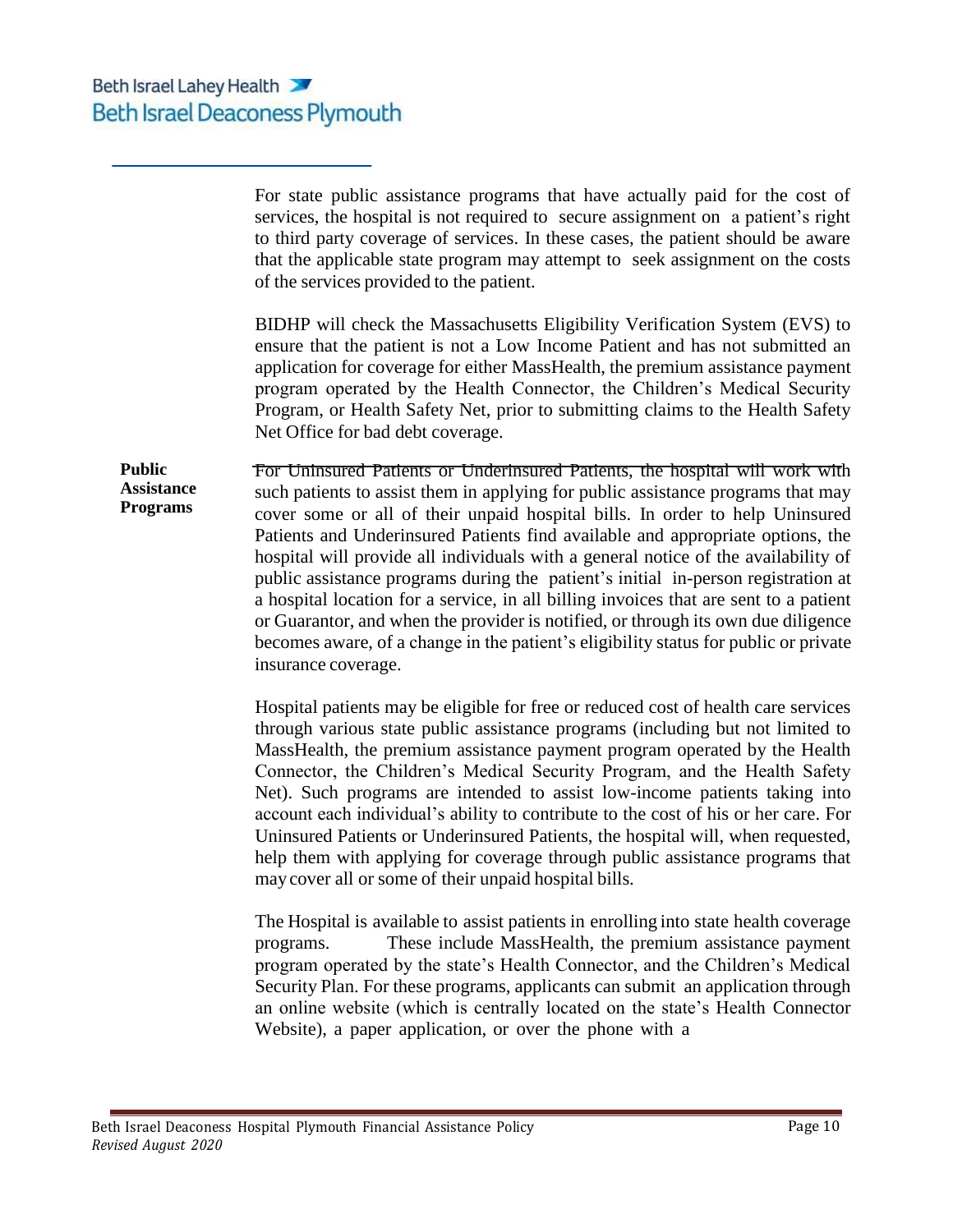For state public assistance programs that have actually paid for the cost of services, the hospital is not required to secure assignment on a patient's right to third party coverage of services. In these cases, the patient should be aware that the applicable state program may attempt to seek assignment on the costs of the services provided to the patient.

BIDHP will check the Massachusetts Eligibility Verification System (EVS) to ensure that the patient is not a Low Income Patient and has not submitted an application for coverage for either MassHealth, the premium assistance payment program operated by the Health Connector, the Children's Medical Security Program, or Health Safety Net, prior to submitting claims to the Health Safety Net Office for bad debt coverage.

**Public Assistance Programs**

For Uninsured Patients or Underinsured Patients, the hospital will work with such patients to assist them in applying for public assistance programs that may cover some or all of their unpaid hospital bills. In order to help Uninsured Patients and Underinsured Patients find available and appropriate options, the hospital will provide all individuals with a general notice of the availability of public assistance programs during the patient's initial in-person registration at a hospital location for a service, in all billing invoices that are sent to a patient or Guarantor, and when the provider is notified, or through its own due diligence becomes aware, of a change in the patient's eligibility status for public or private insurance coverage.

Hospital patients may be eligible for free or reduced cost of health care services through various state public assistance programs (including but not limited to MassHealth, the premium assistance payment program operated by the Health Connector, the Children's Medical Security Program, and the Health Safety Net). Such programs are intended to assist low-income patients taking into account each individual's ability to contribute to the cost of his or her care. For Uninsured Patients or Underinsured Patients, the hospital will, when requested, help them with applying for coverage through public assistance programs that may cover all or some of their unpaid hospital bills.

The Hospital is available to assist patients in enrolling into state health coverage programs. These include MassHealth, the premium assistance payment program operated by the state's Health Connector, and the Children's Medical Security Plan. For these programs, applicants can submit an application through an online website (which is centrally located on the state's Health Connector Website), a paper application, or over the phone with a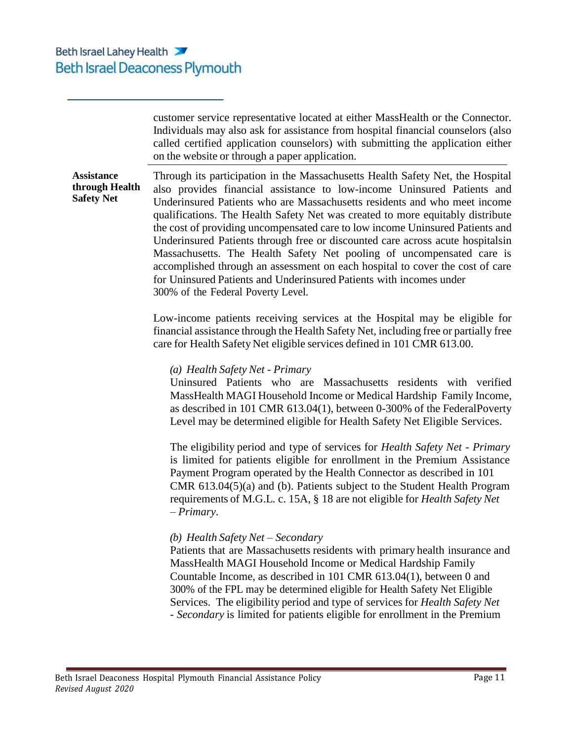customer service representative located at either MassHealth or the Connector. Individuals may also ask for assistance from hospital financial counselors (also called certified application counselors) with submitting the application either on the website or through a paper application.

**Assistance through Health Safety Net**

Through its participation in the Massachusetts Health Safety Net, the Hospital also provides financial assistance to low-income Uninsured Patients and Underinsured Patients who are Massachusetts residents and who meet income qualifications. The Health Safety Net was created to more equitably distribute the cost of providing uncompensated care to low income Uninsured Patients and Underinsured Patients through free or discounted care across acute hospitalsin Massachusetts. The Health Safety Net pooling of uncompensated care is accomplished through an assessment on each hospital to cover the cost of care for Uninsured Patients and Underinsured Patients with incomes under 300% of the Federal Poverty Level.

Low-income patients receiving services at the Hospital may be eligible for financial assistance through the Health Safety Net, including free or partially free care for Health Safety Net eligible services defined in 101 CMR 613.00.

*(a) Health Safety Net - Primary*
Uninsured Patients who are Massachusetts residents with verified MassHealth MAGI Household Income or Medical Hardship Family Income, as described in 101 CMR 613.04(1), between 0-300% of the FederalPoverty Level may be determined eligible for Health Safety Net Eligible Services.

The eligibility period and type of services for *Health Safety Net - Primary* is limited for patients eligible for enrollment in the Premium Assistance Payment Program operated by the Health Connector as described in 101 CMR 613.04(5)(a) and (b). Patients subject to the Student Health Program requirements of M.G.L. c. 15A, § 18 are not eligible for *Health Safety Net – Primary*.

*(b) Health Safety Net – Secondary*
Patients that are Massachusetts residents with primary health insurance and MassHealth MAGI Household Income or Medical Hardship Family Countable Income, as described in 101 CMR 613.04(1), between 0 and 300% of the FPL may be determined eligible for Health Safety Net Eligible Services. The eligibility period and type of services for *Health Safety Net - Secondary* is limited for patients eligible for enrollment in the Premium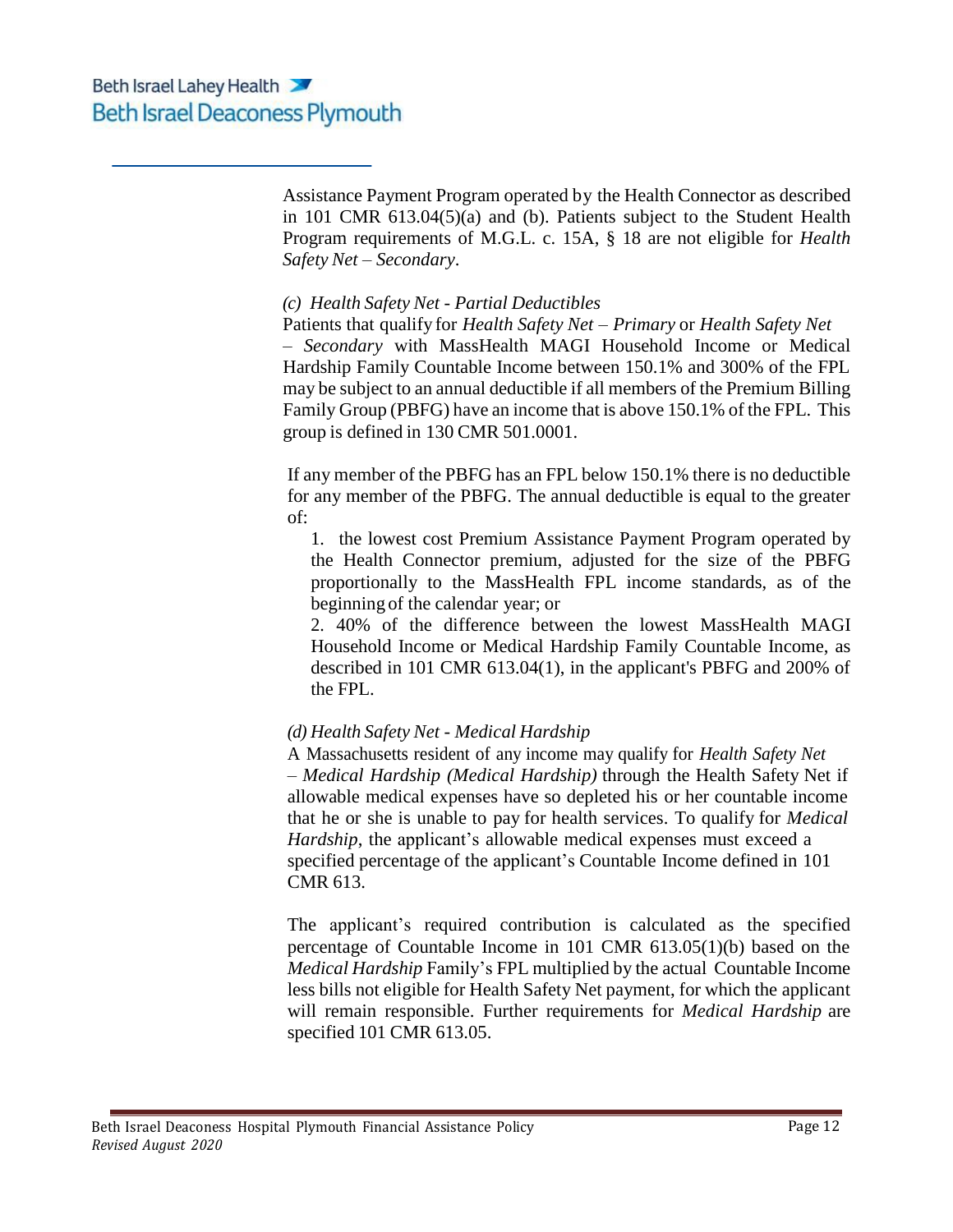Assistance Payment Program operated by the Health Connector as described in 101 CMR 613.04(5)(a) and (b). Patients subject to the Student Health Program requirements of M.G.L. c. 15A, § 18 are not eligible for *Health Safety Net – Secondary*.

*(c) Health Safety Net - Partial Deductibles*

Patients that qualify for *Health Safety Net – Primary* or *Health Safety Net – Secondary* with MassHealth MAGI Household Income or Medical Hardship Family Countable Income between 150.1% and 300% of the FPL may be subject to an annual deductible if all members of the Premium Billing Family Group (PBFG) have an income that is above 150.1% of the FPL. This group is defined in 130 CMR 501.0001.

If any member of the PBFG has an FPL below 150.1% there is no deductible for any member of the PBFG. The annual deductible is equal to the greater of:

1. the lowest cost Premium Assistance Payment Program operated by the Health Connector premium, adjusted for the size of the PBFG proportionally to the MassHealth FPL income standards, as of the beginning of the calendar year; or
2. 40% of the difference between the lowest MassHealth MAGI Household Income or Medical Hardship Family Countable Income, as described in 101 CMR 613.04(1), in the applicant's PBFG and 200% of the FPL.

*(d) Health Safety Net - Medical Hardship*

A Massachusetts resident of any income may qualify for *Health Safety Net – Medical Hardship (Medical Hardship)* through the Health Safety Net if allowable medical expenses have so depleted his or her countable income that he or she is unable to pay for health services. To qualify for *Medical Hardship*, the applicant's allowable medical expenses must exceed a specified percentage of the applicant's Countable Income defined in 101 CMR 613.

The applicant's required contribution is calculated as the specified percentage of Countable Income in 101 CMR 613.05(1)(b) based on the *Medical Hardship* Family's FPL multiplied by the actual Countable Income less bills not eligible for Health Safety Net payment, for which the applicant will remain responsible. Further requirements for *Medical Hardship* are specified 101 CMR 613.05.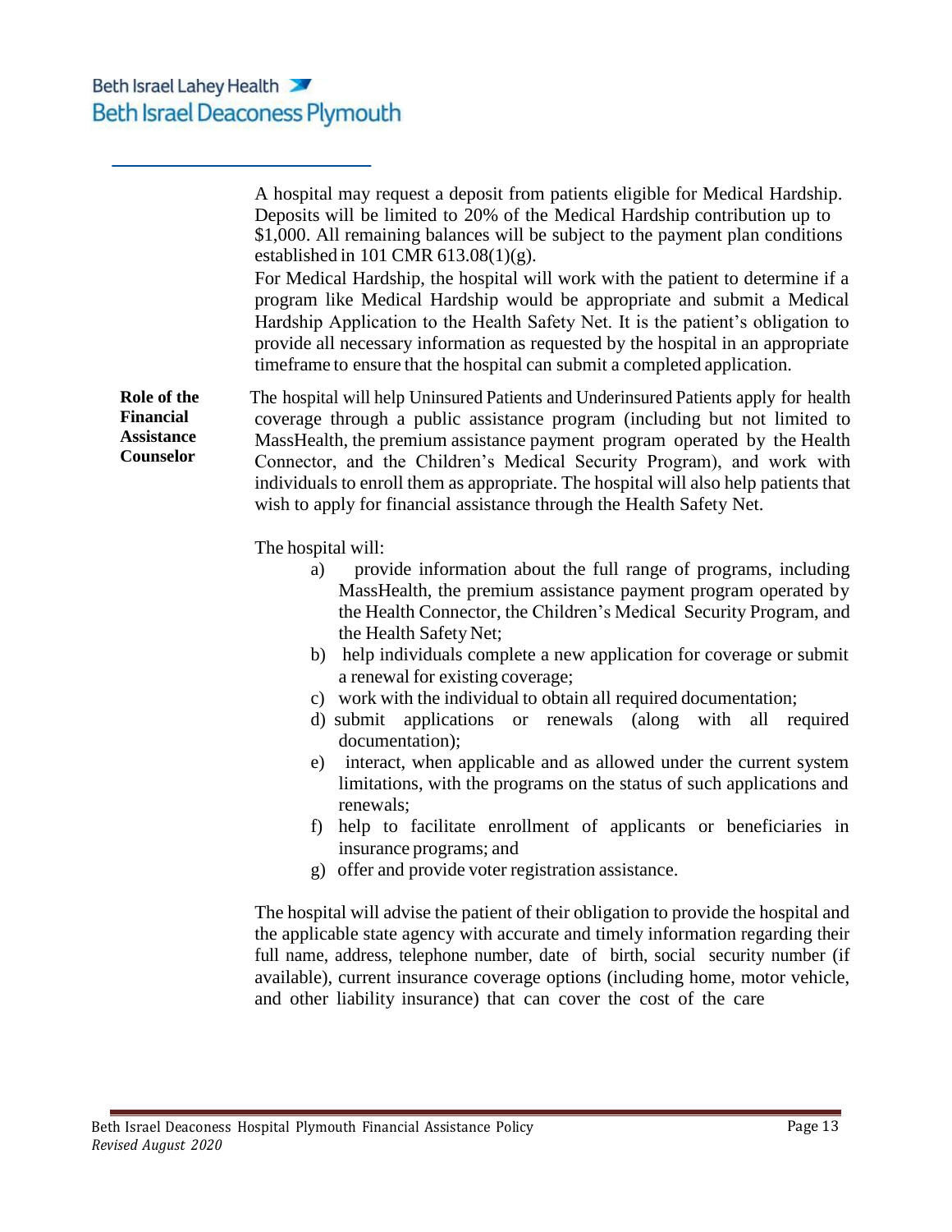A hospital may request a deposit from patients eligible for Medical Hardship. Deposits will be limited to 20% of the Medical Hardship contribution up to $1,000. All remaining balances will be subject to the payment plan conditions established in 101 CMR 613.08(1)(g).

For Medical Hardship, the hospital will work with the patient to determine if a program like Medical Hardship would be appropriate and submit a Medical Hardship Application to the Health Safety Net. It is the patient's obligation to provide all necessary information as requested by the hospital in an appropriate timeframe to ensure that the hospital can submit a completed application.

**Role of the Financial Assistance Counselor**

The hospital will help Uninsured Patients and Underinsured Patients apply for health coverage through a public assistance program (including but not limited to MassHealth, the premium assistance payment program operated by the Health Connector, and the Children's Medical Security Program), and work with individuals to enroll them as appropriate. The hospital will also help patients that wish to apply for financial assistance through the Health Safety Net.

The hospital will:

a) provide information about the full range of programs, including MassHealth, the premium assistance payment program operated by the Health Connector, the Children's Medical Security Program, and the Health Safety Net;
b) help individuals complete a new application for coverage or submit a renewal for existing coverage;
c) work with the individual to obtain all required documentation;
d) submit applications or renewals (along with all required documentation);
e) interact, when applicable and as allowed under the current system limitations, with the programs on the status of such applications and renewals;
f) help to facilitate enrollment of applicants or beneficiaries in insurance programs; and
g) offer and provide voter registration assistance.

The hospital will advise the patient of their obligation to provide the hospital and the applicable state agency with accurate and timely information regarding their full name, address, telephone number, date of birth, social security number (if available), current insurance coverage options (including home, motor vehicle, and other liability insurance) that can cover the cost of the care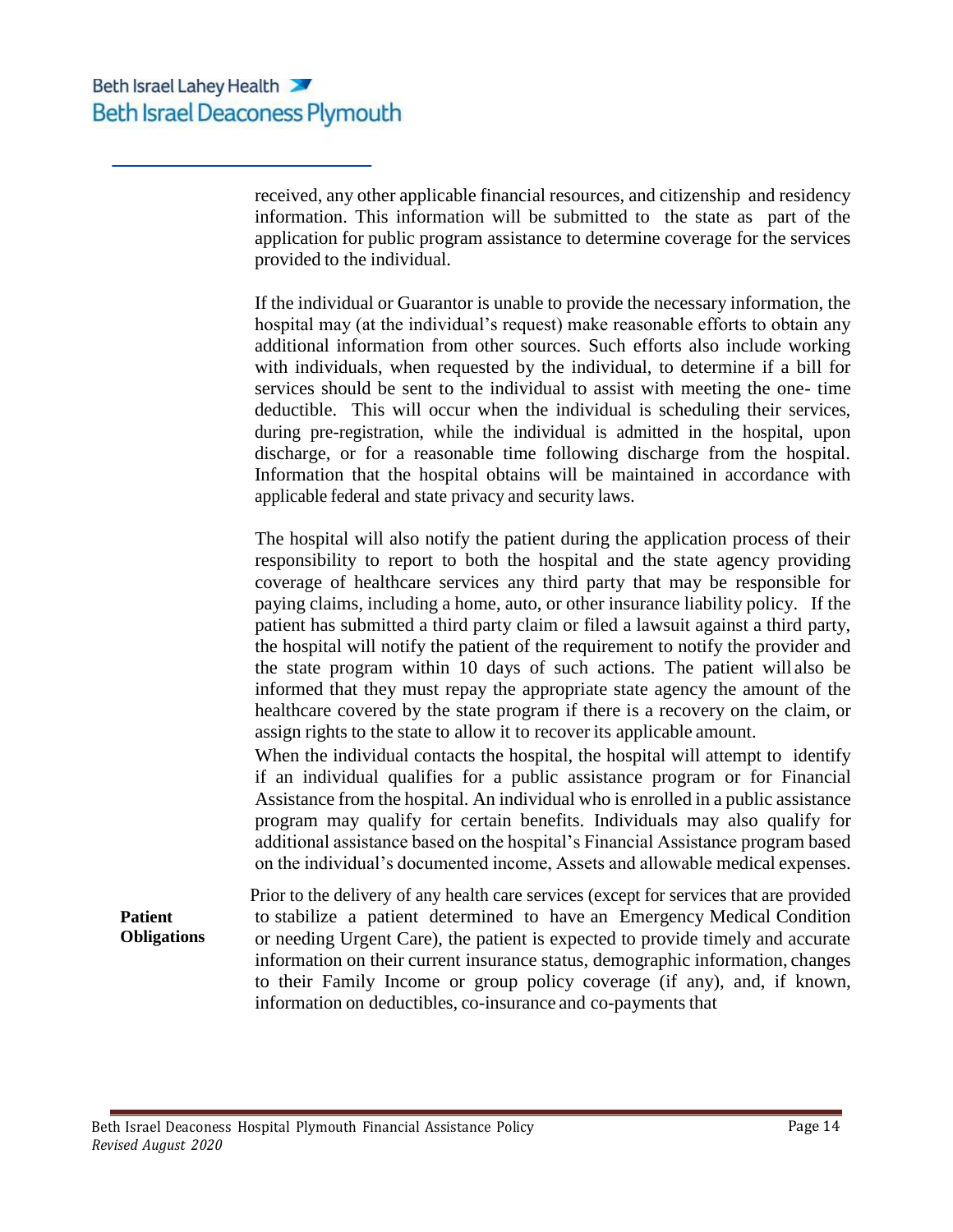received, any other applicable financial resources, and citizenship and residency information. This information will be submitted to the state as part of the application for public program assistance to determine coverage for the services provided to the individual.

If the individual or Guarantor is unable to provide the necessary information, the hospital may (at the individual's request) make reasonable efforts to obtain any additional information from other sources. Such efforts also include working with individuals, when requested by the individual, to determine if a bill for services should be sent to the individual to assist with meeting the one- time deductible. This will occur when the individual is scheduling their services, during pre-registration, while the individual is admitted in the hospital, upon discharge, or for a reasonable time following discharge from the hospital. Information that the hospital obtains will be maintained in accordance with applicable federal and state privacy and security laws.

The hospital will also notify the patient during the application process of their responsibility to report to both the hospital and the state agency providing coverage of healthcare services any third party that may be responsible for paying claims, including a home, auto, or other insurance liability policy. If the patient has submitted a third party claim or filed a lawsuit against a third party, the hospital will notify the patient of the requirement to notify the provider and the state program within 10 days of such actions. The patient will also be informed that they must repay the appropriate state agency the amount of the healthcare covered by the state program if there is a recovery on the claim, or assign rights to the state to allow it to recover its applicable amount.

When the individual contacts the hospital, the hospital will attempt to identify if an individual qualifies for a public assistance program or for Financial Assistance from the hospital. An individual who is enrolled in a public assistance program may qualify for certain benefits. Individuals may also qualify for additional assistance based on the hospital's Financial Assistance program based on the individual's documented income, Assets and allowable medical expenses.

**Patient Obligations**

Prior to the delivery of any health care services (except for services that are provided to stabilize a patient determined to have an Emergency Medical Condition or needing Urgent Care), the patient is expected to provide timely and accurate information on their current insurance status, demographic information, changes to their Family Income or group policy coverage (if any), and, if known, information on deductibles, co-insurance and co-payments that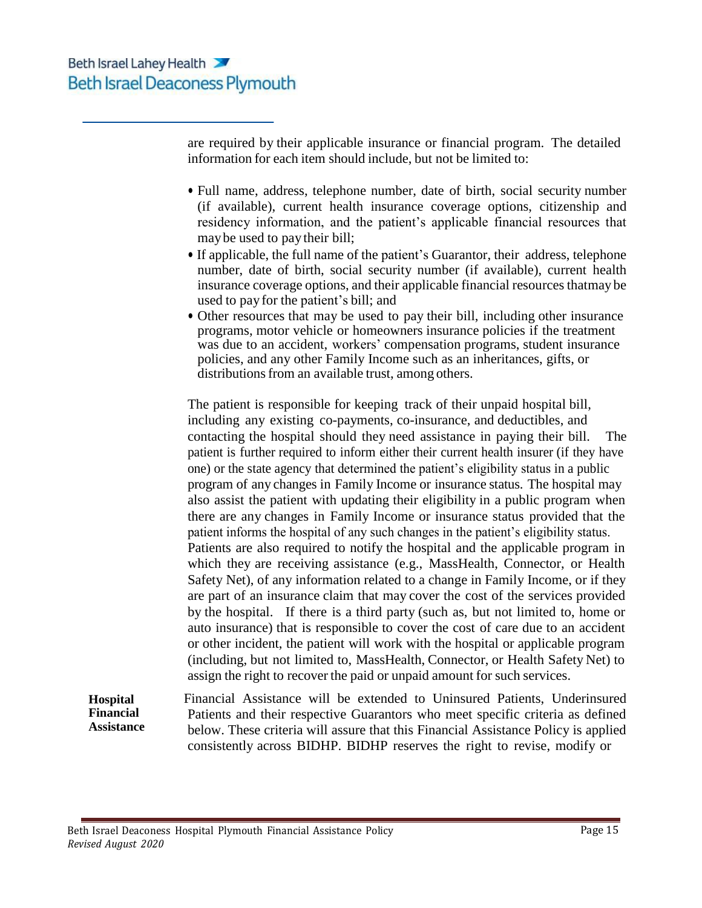are required by their applicable insurance or financial program. The detailed information for each item should include, but not be limited to:

- Full name, address, telephone number, date of birth, social security number (if available), current health insurance coverage options, citizenship and residency information, and the patient's applicable financial resources that may be used to pay their bill;
- If applicable, the full name of the patient's Guarantor, their address, telephone number, date of birth, social security number (if available), current health insurance coverage options, and their applicable financial resources thatmay be used to pay for the patient's bill; and
- Other resources that may be used to pay their bill, including other insurance programs, motor vehicle or homeowners insurance policies if the treatment was due to an accident, workers' compensation programs, student insurance policies, and any other Family Income such as an inheritances, gifts, or distributions from an available trust, among others.

The patient is responsible for keeping track of their unpaid hospital bill, including any existing co-payments, co-insurance, and deductibles, and contacting the hospital should they need assistance in paying their bill. The patient is further required to inform either their current health insurer (if they have one) or the state agency that determined the patient's eligibility status in a public program of any changes in Family Income or insurance status. The hospital may also assist the patient with updating their eligibility in a public program when there are any changes in Family Income or insurance status provided that the patient informs the hospital of any such changes in the patient's eligibility status. Patients are also required to notify the hospital and the applicable program in which they are receiving assistance (e.g., MassHealth, Connector, or Health Safety Net), of any information related to a change in Family Income, or if they are part of an insurance claim that may cover the cost of the services provided by the hospital. If there is a third party (such as, but not limited to, home or auto insurance) that is responsible to cover the cost of care due to an accident or other incident, the patient will work with the hospital or applicable program (including, but not limited to, MassHealth, Connector, or Health Safety Net) to assign the right to recover the paid or unpaid amount for such services.

**Hospital Financial Assistance**

Financial Assistance will be extended to Uninsured Patients, Underinsured Patients and their respective Guarantors who meet specific criteria as defined below. These criteria will assure that this Financial Assistance Policy is applied consistently across BIDHP. BIDHP reserves the right to revise, modify or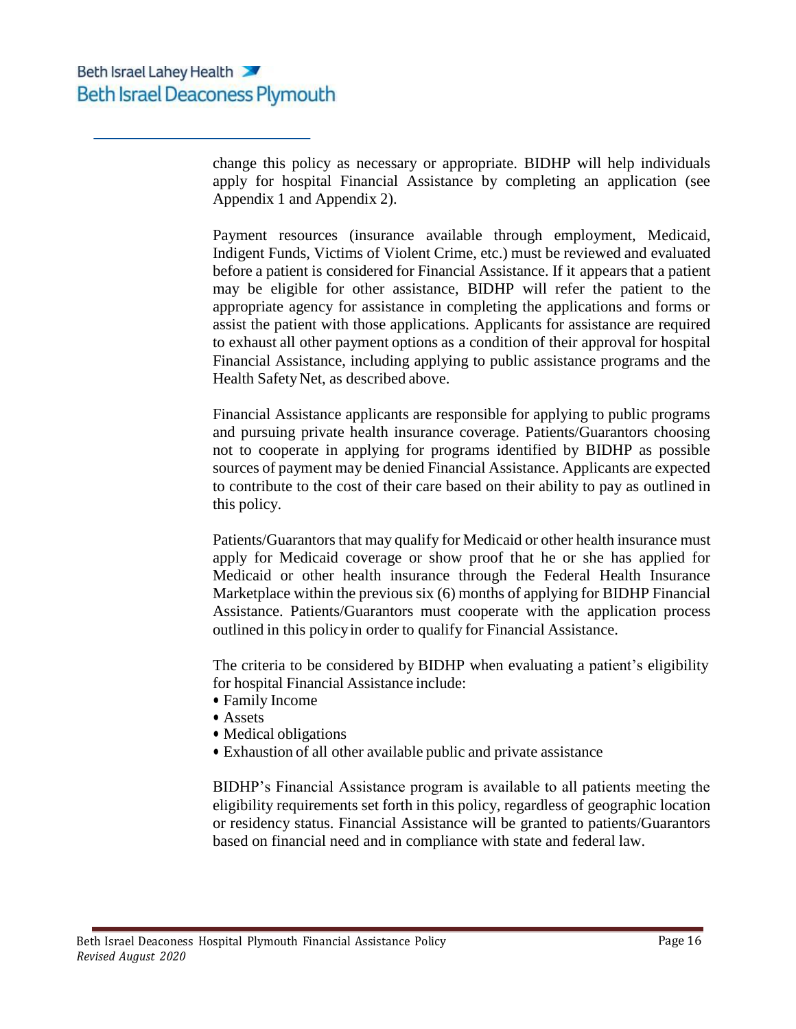change this policy as necessary or appropriate. BIDHP will help individuals apply for hospital Financial Assistance by completing an application (see Appendix 1 and Appendix 2).

Payment resources (insurance available through employment, Medicaid, Indigent Funds, Victims of Violent Crime, etc.) must be reviewed and evaluated before a patient is considered for Financial Assistance. If it appears that a patient may be eligible for other assistance, BIDHP will refer the patient to the appropriate agency for assistance in completing the applications and forms or assist the patient with those applications. Applicants for assistance are required to exhaust all other payment options as a condition of their approval for hospital Financial Assistance, including applying to public assistance programs and the Health Safety Net, as described above.

Financial Assistance applicants are responsible for applying to public programs and pursuing private health insurance coverage. Patients/Guarantors choosing not to cooperate in applying for programs identified by BIDHP as possible sources of payment may be denied Financial Assistance. Applicants are expected to contribute to the cost of their care based on their ability to pay as outlined in this policy.

Patients/Guarantors that may qualify for Medicaid or other health insurance must apply for Medicaid coverage or show proof that he or she has applied for Medicaid or other health insurance through the Federal Health Insurance Marketplace within the previous six (6) months of applying for BIDHP Financial Assistance. Patients/Guarantors must cooperate with the application process outlined in this policy in order to qualify for Financial Assistance.

The criteria to be considered by BIDHP when evaluating a patient's eligibility for hospital Financial Assistance include:

- Family Income
- Assets
- Medical obligations
- Exhaustion of all other available public and private assistance

BIDHP's Financial Assistance program is available to all patients meeting the eligibility requirements set forth in this policy, regardless of geographic location or residency status. Financial Assistance will be granted to patients/Guarantors based on financial need and in compliance with state and federal law.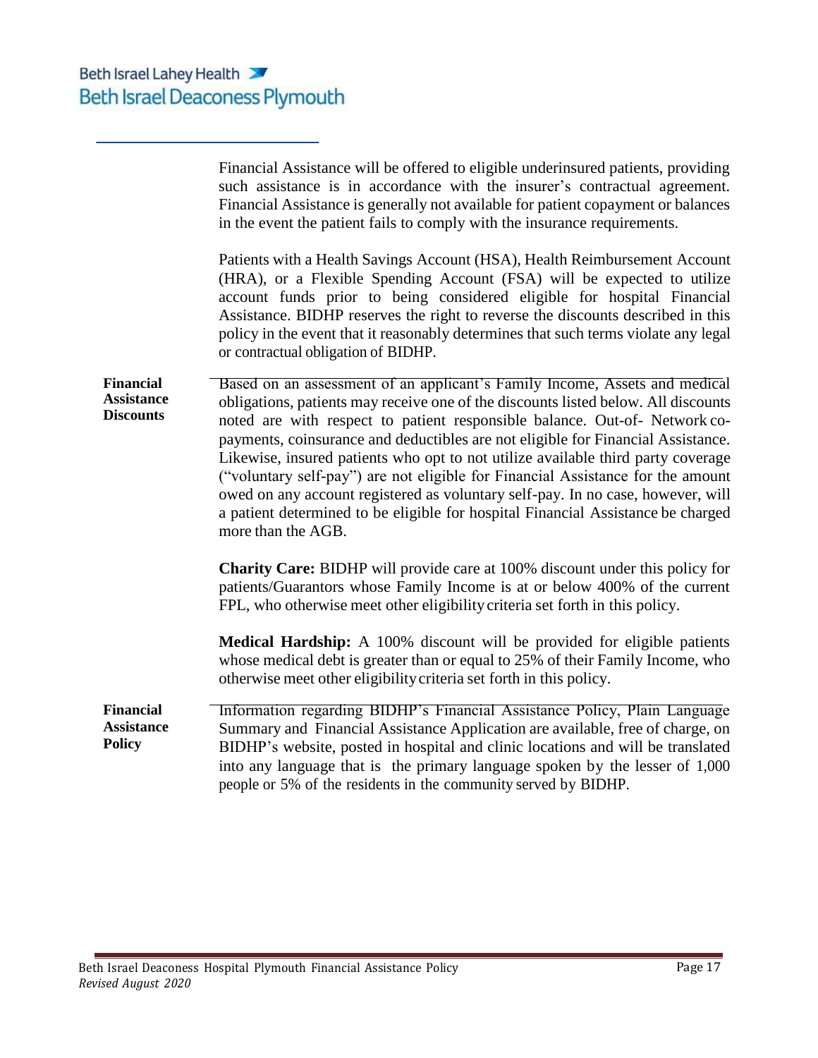Financial Assistance will be offered to eligible underinsured patients, providing such assistance is in accordance with the insurer's contractual agreement. Financial Assistance is generally not available for patient copayment or balances in the event the patient fails to comply with the insurance requirements.

Patients with a Health Savings Account (HSA), Health Reimbursement Account (HRA), or a Flexible Spending Account (FSA) will be expected to utilize account funds prior to being considered eligible for hospital Financial Assistance. BIDHP reserves the right to reverse the discounts described in this policy in the event that it reasonably determines that such terms violate any legal or contractual obligation of BIDHP.

**Financial Assistance Discounts**

Based on an assessment of an applicant's Family Income, Assets and medical obligations, patients may receive one of the discounts listed below. All discounts noted are with respect to patient responsible balance. Out-of- Network co-payments, coinsurance and deductibles are not eligible for Financial Assistance. Likewise, insured patients who opt to not utilize available third party coverage ("voluntary self-pay") are not eligible for Financial Assistance for the amount owed on any account registered as voluntary self-pay. In no case, however, will a patient determined to be eligible for hospital Financial Assistance be charged more than the AGB.

**Charity Care:** BIDHP will provide care at 100% discount under this policy for patients/Guarantors whose Family Income is at or below 400% of the current FPL, who otherwise meet other eligibility criteria set forth in this policy.

**Medical Hardship:** A 100% discount will be provided for eligible patients whose medical debt is greater than or equal to 25% of their Family Income, who otherwise meet other eligibility criteria set forth in this policy.

**Financial Assistance Policy**

Information regarding BIDHP's Financial Assistance Policy, Plain Language Summary and Financial Assistance Application are available, free of charge, on BIDHP's website, posted in hospital and clinic locations and will be translated into any language that is the primary language spoken by the lesser of 1,000 people or 5% of the residents in the community served by BIDHP.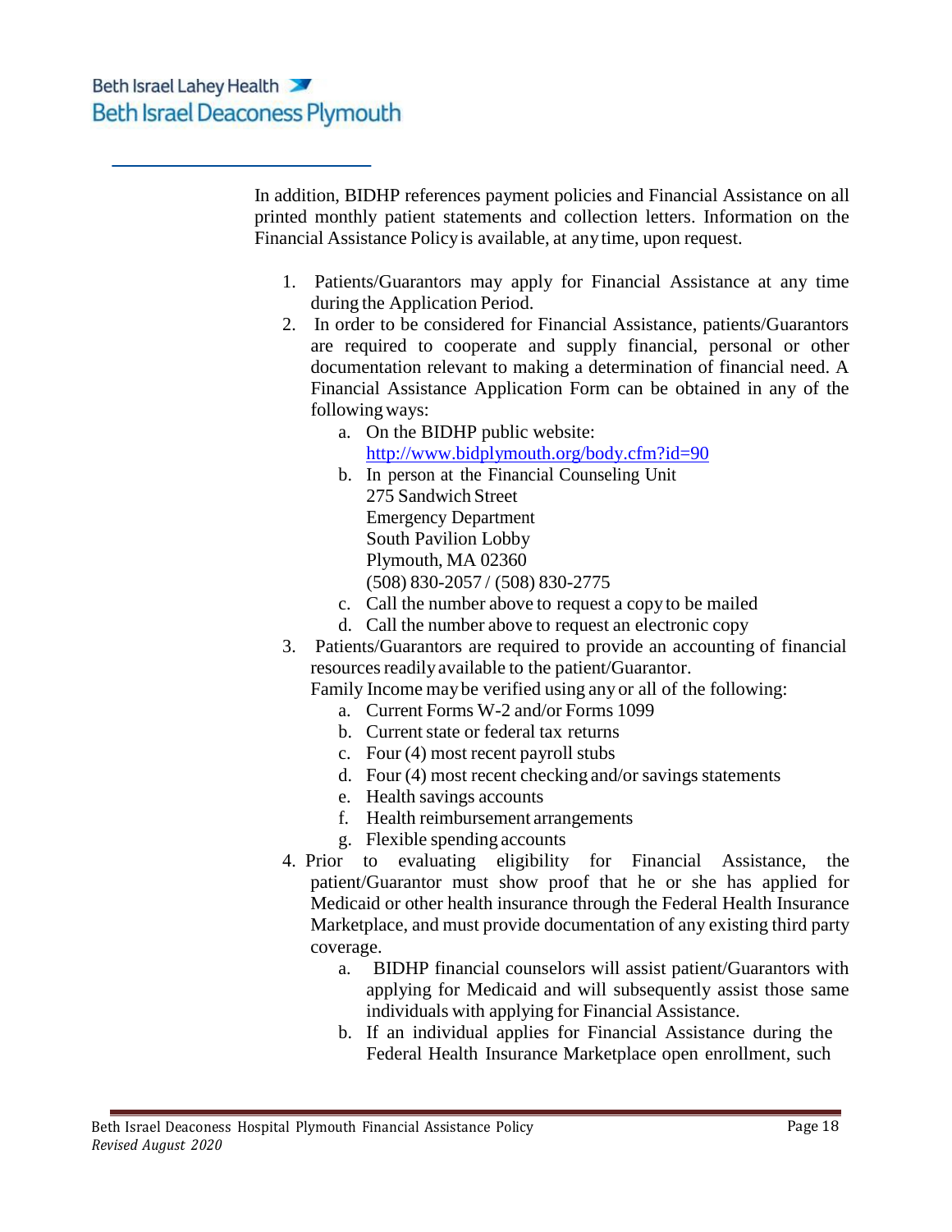In addition, BIDHP references payment policies and Financial Assistance on all printed monthly patient statements and collection letters. Information on the Financial Assistance Policy is available, at any time, upon request.

1. Patients/Guarantors may apply for Financial Assistance at any time during the Application Period.
2. In order to be considered for Financial Assistance, patients/Guarantors are required to cooperate and supply financial, personal or other documentation relevant to making a determination of financial need. A Financial Assistance Application Form can be obtained in any of the following ways:
    a. On the BIDHP public website: [http://www.bidplymouth.org/body.cfm?id=90](http://www.bidplymouth.org/body.cfm?id=90)
    b. In person at the Financial Counseling Unit
       275 Sandwich Street
       Emergency Department
       South Pavilion Lobby
       Plymouth, MA 02360
       (508) 830-2057 / (508) 830-2775
    c. Call the number above to request a copy to be mailed
    d. Call the number above to request an electronic copy
3. Patients/Guarantors are required to provide an accounting of financial resources readily available to the patient/Guarantor.
   Family Income may be verified using any or all of the following:
    a. Current Forms W-2 and/or Forms 1099
    b. Current state or federal tax returns
    c. Four (4) most recent payroll stubs
    d. Four (4) most recent checking and/or savings statements
    e. Health savings accounts
    f. Health reimbursement arrangements
    g. Flexible spending accounts
4. Prior to evaluating eligibility for Financial Assistance, the patient/Guarantor must show proof that he or she has applied for Medicaid or other health insurance through the Federal Health Insurance Marketplace, and must provide documentation of any existing third party coverage.
    a. BIDHP financial counselors will assist patient/Guarantors with applying for Medicaid and will subsequently assist those same individuals with applying for Financial Assistance.
    b. If an individual applies for Financial Assistance during the Federal Health Insurance Marketplace open enrollment, such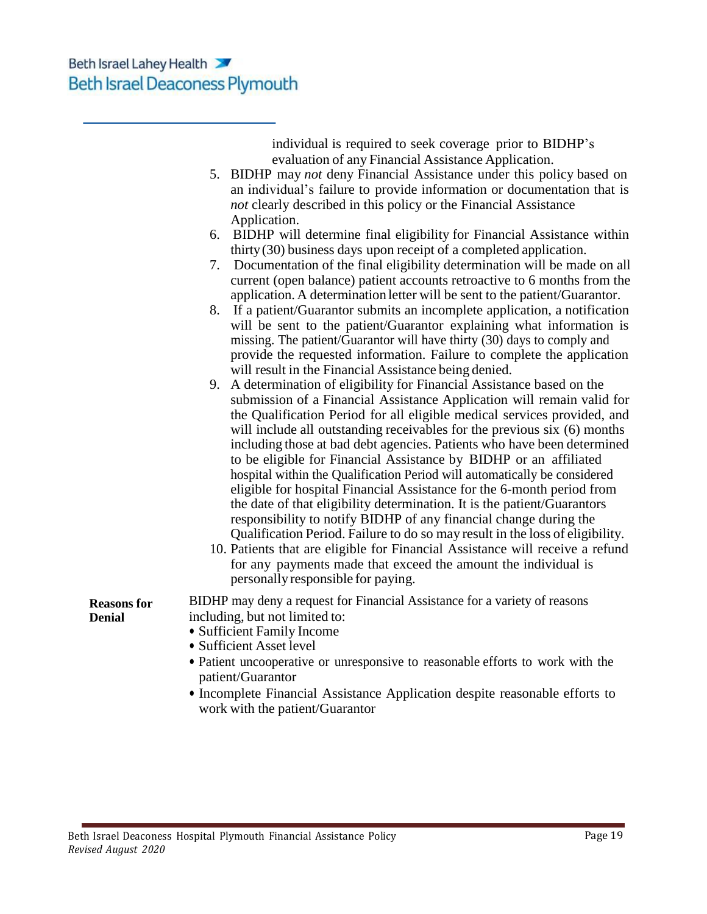individual is required to seek coverage prior to BIDHP's evaluation of any Financial Assistance Application.

5. BIDHP may *not* deny Financial Assistance under this policy based on an individual's failure to provide information or documentation that is *not* clearly described in this policy or the Financial Assistance Application.
6. BIDHP will determine final eligibility for Financial Assistance within thirty (30) business days upon receipt of a completed application.
7. Documentation of the final eligibility determination will be made on all current (open balance) patient accounts retroactive to 6 months from the application. A determination letter will be sent to the patient/Guarantor.
8. If a patient/Guarantor submits an incomplete application, a notification will be sent to the patient/Guarantor explaining what information is missing. The patient/Guarantor will have thirty (30) days to comply and provide the requested information. Failure to complete the application will result in the Financial Assistance being denied.
9. A determination of eligibility for Financial Assistance based on the submission of a Financial Assistance Application will remain valid for the Qualification Period for all eligible medical services provided, and will include all outstanding receivables for the previous six (6) months including those at bad debt agencies. Patients who have been determined to be eligible for Financial Assistance by BIDHP or an affiliated hospital within the Qualification Period will automatically be considered eligible for hospital Financial Assistance for the 6-month period from the date of that eligibility determination. It is the patient/Guarantors responsibility to notify BIDHP of any financial change during the Qualification Period. Failure to do so may result in the loss of eligibility.
10. Patients that are eligible for Financial Assistance will receive a refund for any payments made that exceed the amount the individual is personally responsible for paying.

**Reasons for Denial**

BIDHP may deny a request for Financial Assistance for a variety of reasons including, but not limited to:

- Sufficient Family Income
- Sufficient Asset level
- Patient uncooperative or unresponsive to reasonable efforts to work with the patient/Guarantor
- Incomplete Financial Assistance Application despite reasonable efforts to work with the patient/Guarantor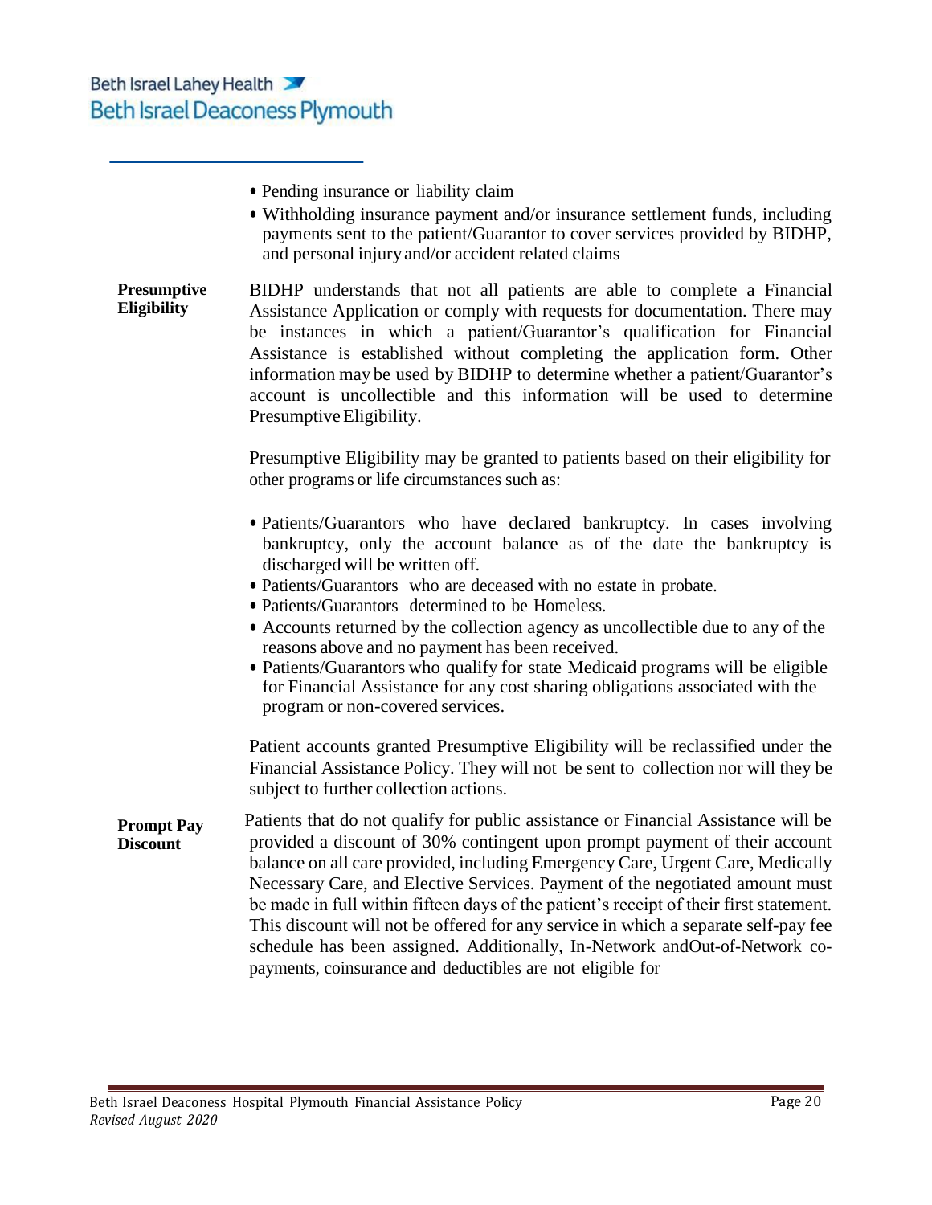- Pending insurance or liability claim
- Withholding insurance payment and/or insurance settlement funds, including payments sent to the patient/Guarantor to cover services provided by BIDHP, and personal injury and/or accident related claims

**Presumptive Eligibility**

BIDHP understands that not all patients are able to complete a Financial Assistance Application or comply with requests for documentation. There may be instances in which a patient/Guarantor's qualification for Financial Assistance is established without completing the application form. Other information may be used by BIDHP to determine whether a patient/Guarantor's account is uncollectible and this information will be used to determine Presumptive Eligibility.

Presumptive Eligibility may be granted to patients based on their eligibility for other programs or life circumstances such as:

- Patients/Guarantors who have declared bankruptcy. In cases involving bankruptcy, only the account balance as of the date the bankruptcy is discharged will be written off.
- Patients/Guarantors who are deceased with no estate in probate.
- Patients/Guarantors determined to be Homeless.
- Accounts returned by the collection agency as uncollectible due to any of the reasons above and no payment has been received.
- Patients/Guarantors who qualify for state Medicaid programs will be eligible for Financial Assistance for any cost sharing obligations associated with the program or non-covered services.

Patient accounts granted Presumptive Eligibility will be reclassified under the Financial Assistance Policy. They will not be sent to collection nor will they be subject to further collection actions.

**Prompt Pay Discount**

Patients that do not qualify for public assistance or Financial Assistance will be provided a discount of 30% contingent upon prompt payment of their account balance on all care provided, including Emergency Care, Urgent Care, Medically Necessary Care, and Elective Services. Payment of the negotiated amount must be made in full within fifteen days of the patient's receipt of their first statement. This discount will not be offered for any service in which a separate self-pay fee schedule has been assigned. Additionally, In-Network andOut-of-Network co-payments, coinsurance and deductibles are not eligible for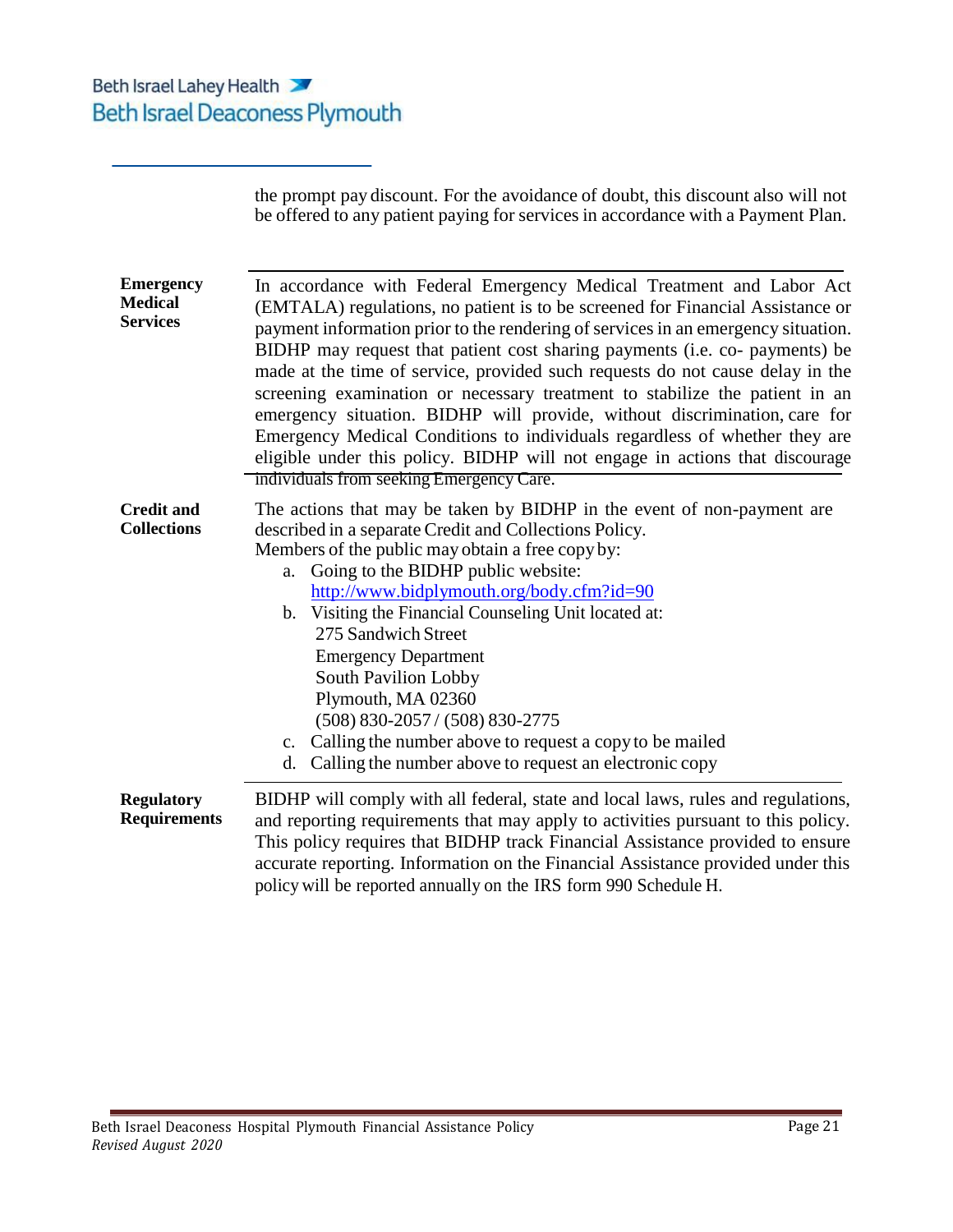the prompt pay discount. For the avoidance of doubt, this discount also will not be offered to any patient paying for services in accordance with a Payment Plan.

**Emergency Medical Services**

In accordance with Federal Emergency Medical Treatment and Labor Act (EMTALA) regulations, no patient is to be screened for Financial Assistance or payment information prior to the rendering of services in an emergency situation. BIDHP may request that patient cost sharing payments (i.e. co- payments) be made at the time of service, provided such requests do not cause delay in the screening examination or necessary treatment to stabilize the patient in an emergency situation. BIDHP will provide, without discrimination, care for Emergency Medical Conditions to individuals regardless of whether they are eligible under this policy. BIDHP will not engage in actions that discourage individuals from seeking Emergency Care.

**Credit and Collections**

The actions that may be taken by BIDHP in the event of non-payment are described in a separate Credit and Collections Policy.
Members of the public may obtain a free copy by:

a. Going to the BIDHP public website: http://www.bidplymouth.org/body.cfm?id=90
b. Visiting the Financial Counseling Unit located at:
   275 Sandwich Street
   Emergency Department
   South Pavilion Lobby
   Plymouth, MA 02360
   (508) 830-2057 / (508) 830-2775
c. Calling the number above to request a copy to be mailed
d. Calling the number above to request an electronic copy

**Regulatory Requirements**

BIDHP will comply with all federal, state and local laws, rules and regulations, and reporting requirements that may apply to activities pursuant to this policy. This policy requires that BIDHP track Financial Assistance provided to ensure accurate reporting. Information on the Financial Assistance provided under this policy will be reported annually on the IRS form 990 Schedule H.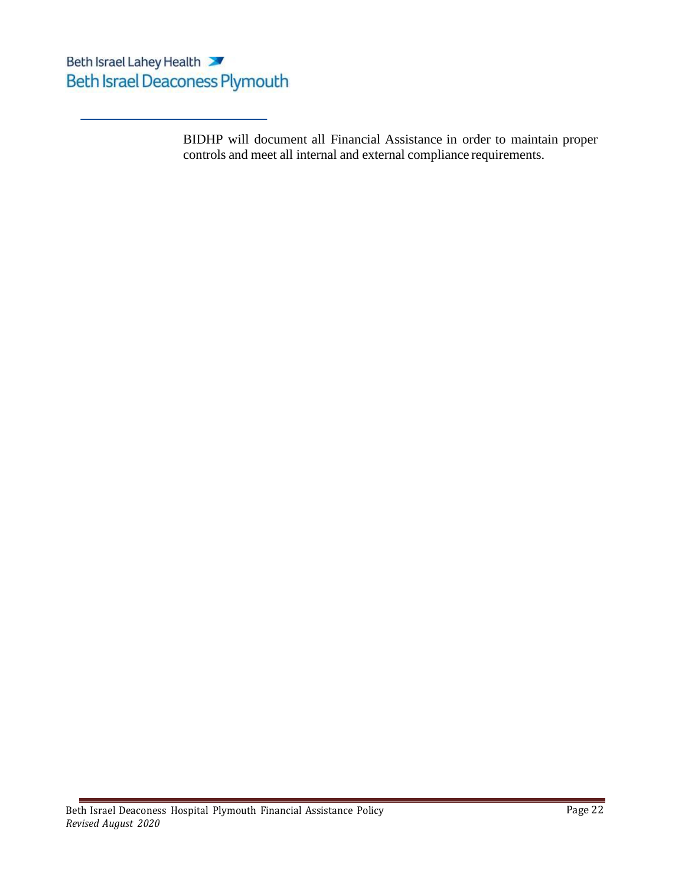BIDHP will document all Financial Assistance in order to maintain proper controls and meet all internal and external compliance requirements.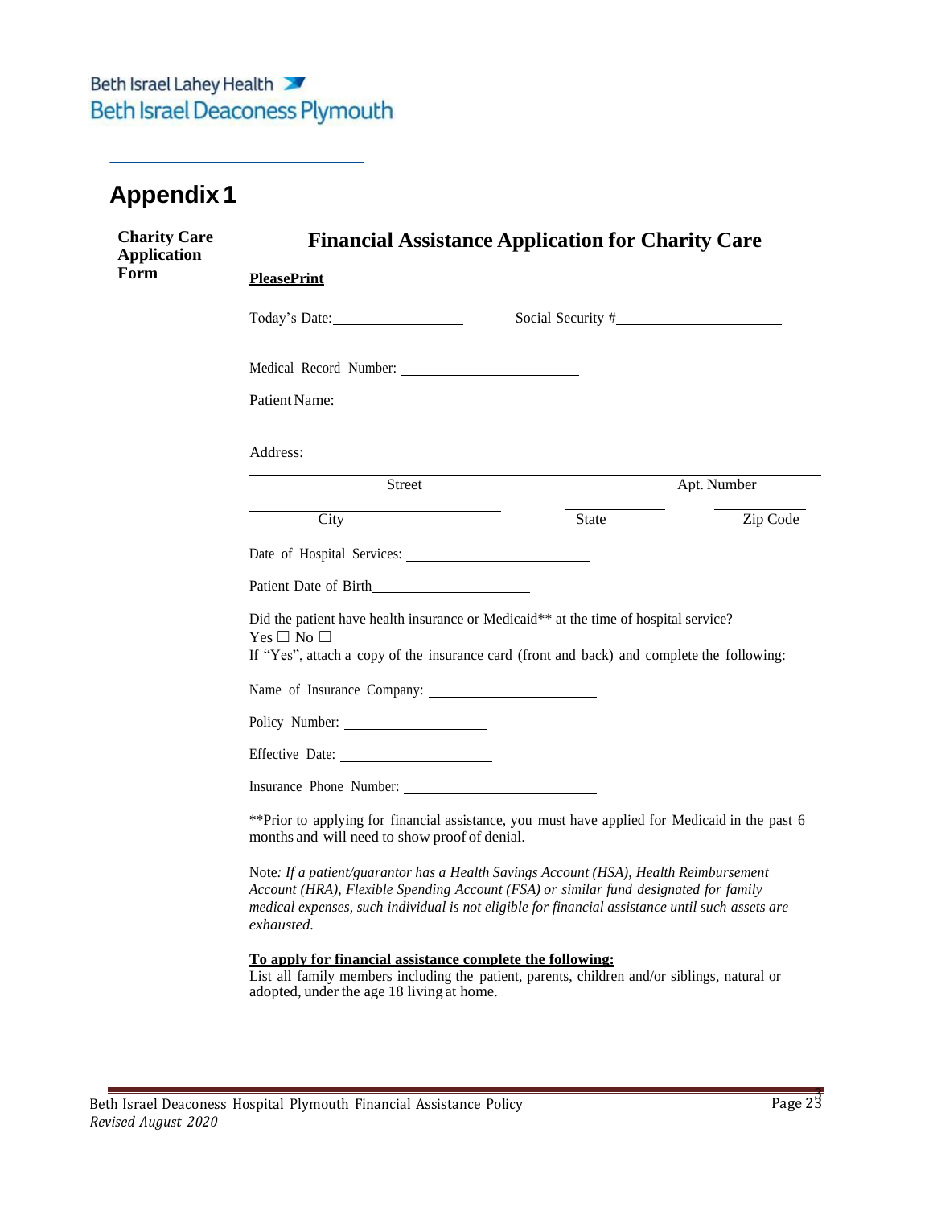Beth Israel Lahey Health
Beth Israel Deaconess Plymouth

# Appendix 1

**Charity Care Application Form**

## Financial Assistance Application for Charity Care

**PleasePrint**

Today's Date:__________________ Social Security #______________________

Medical Record Number: ________________________

Patient Name:

_______________________________________________________________

Address:

_______________________________________________________________

Street Apt. Number

_______________ _______________ _______________

City State Zip Code

Date of Hospital Services: ________________________

Patient Date of Birth______________________

Did the patient have health insurance or Medicaid** at the time of hospital service?
Yes ☐ No ☐
If "Yes", attach a copy of the insurance card (front and back) and complete the following:

Name of Insurance Company: ______________________

Policy Number: ____________________

Effective Date: ____________________

Insurance Phone Number: ________________________

**Prior to applying for financial assistance, you must have applied for Medicaid in the past 6 months and will need to show proof of denial.

Note: *If a patient/guarantor has a Health Savings Account (HSA), Health Reimbursement Account (HRA), Flexible Spending Account (FSA) or similar fund designated for family medical expenses, such individual is not eligible for financial assistance until such assets are exhausted.*

**To apply for financial assistance complete the following:**
List all family members including the patient, parents, children and/or siblings, natural or adopted, under the age 18 living at home.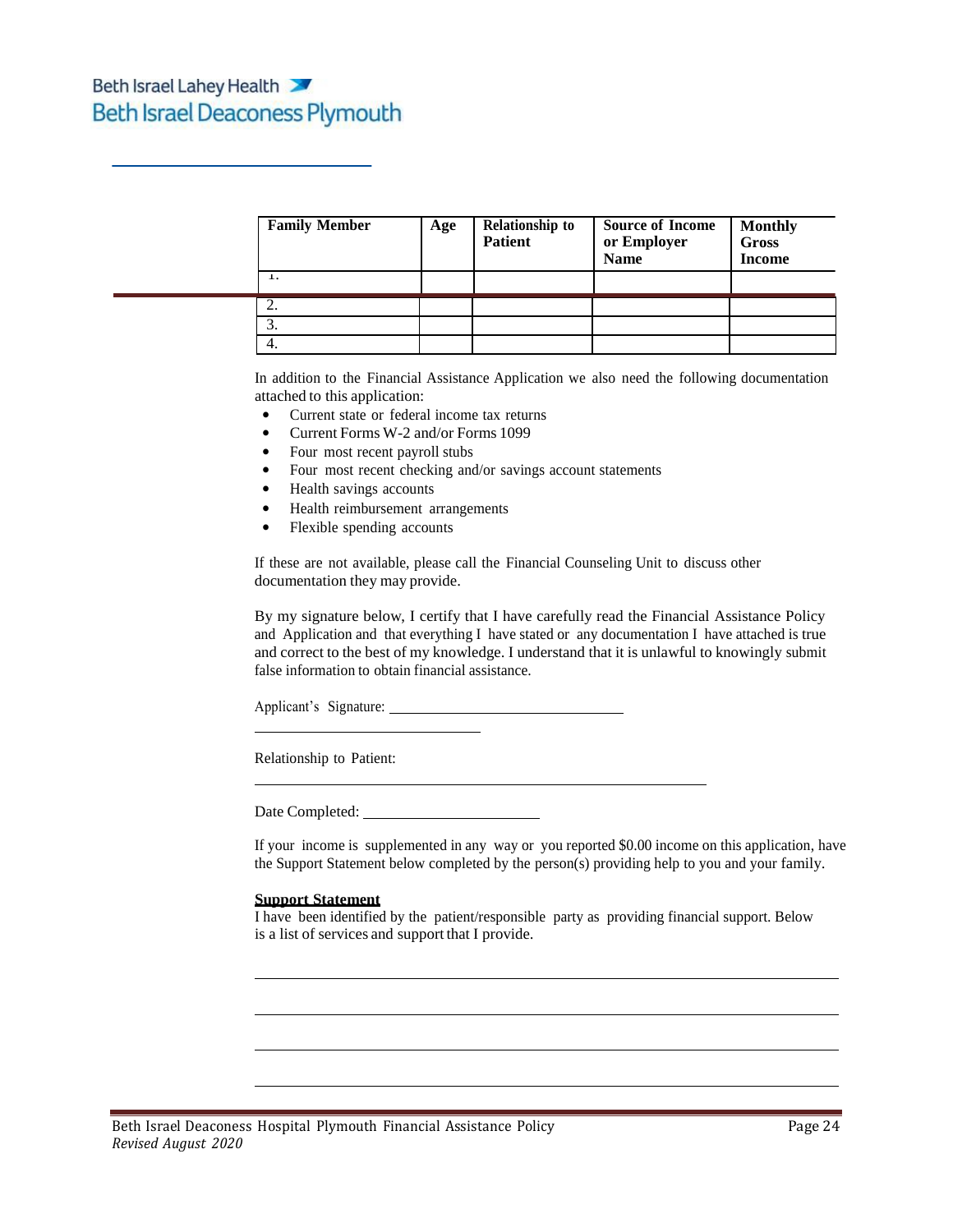Beth Israel Lahey Health
Beth Israel Deaconess Plymouth

| Family Member | Age | Relationship to Patient | Source of Income or Employer Name | Monthly Gross Income |
|---|---|---|---|---|
| 1. | | | | |
| 2. | | | | |
| 3. | | | | |
| 4. | | | | |

In addition to the Financial Assistance Application we also need the following documentation attached to this application:

- Current state or federal income tax returns
- Current Forms W-2 and/or Forms 1099
- Four most recent payroll stubs
- Four most recent checking and/or savings account statements
- Health savings accounts
- Health reimbursement arrangements
- Flexible spending accounts

If these are not available, please call the Financial Counseling Unit to discuss other documentation they may provide.

By my signature below, I certify that I have carefully read the Financial Assistance Policy and Application and that everything I have stated or any documentation I have attached is true and correct to the best of my knowledge. I understand that it is unlawful to knowingly submit false information to obtain financial assistance.

Applicant's Signature: ______________________________

______________________________

Relationship to Patient:

____________________________________________________

Date Completed: ______________________

If your income is supplemented in any way or you reported $0.00 income on this application, have the Support Statement below completed by the person(s) providing help to you and your family.

**Support Statement**

I have been identified by the patient/responsible party as providing financial support. Below is a list of services and support that I provide.

____________________________________________________________________

____________________________________________________________________

____________________________________________________________________

____________________________________________________________________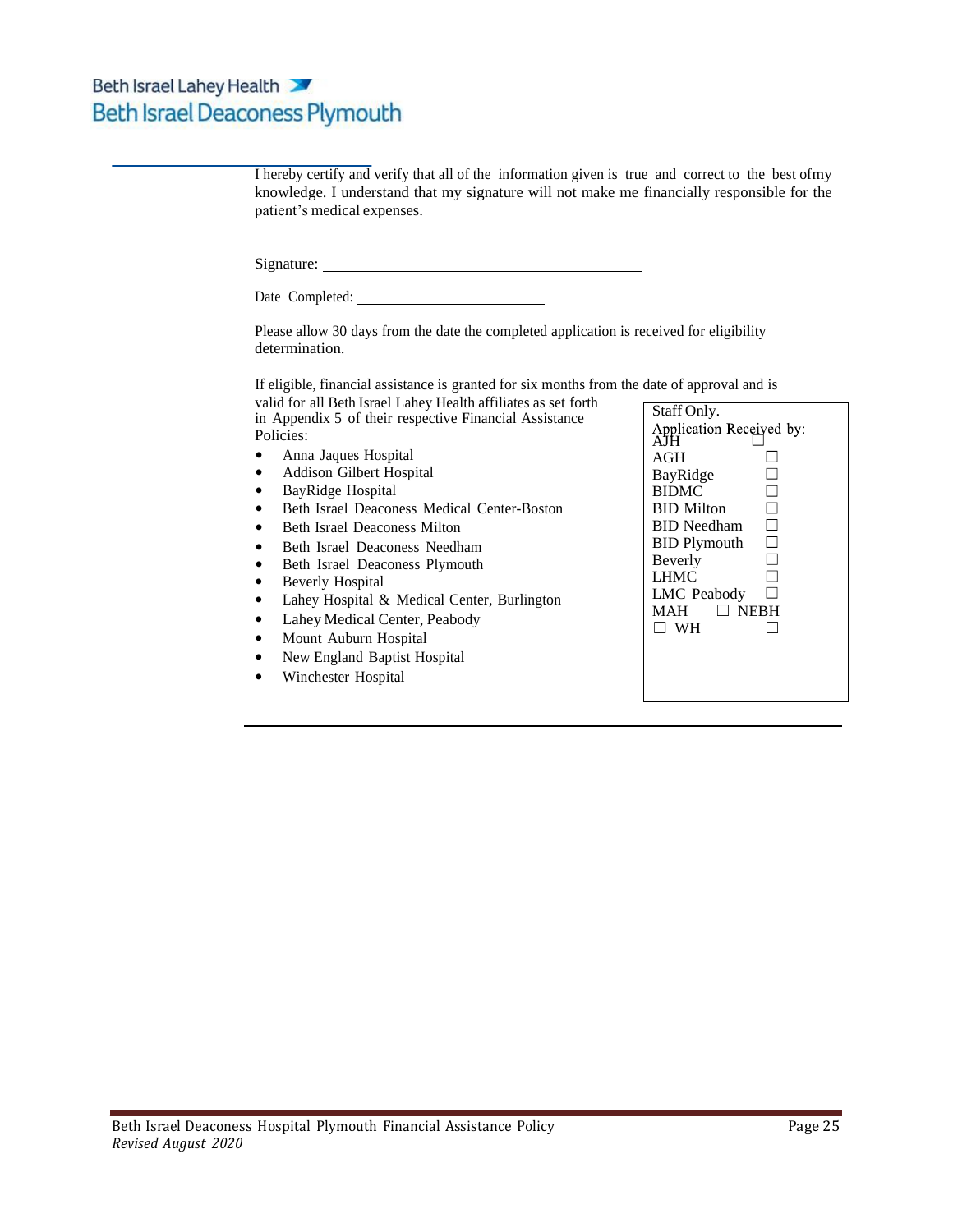I hereby certify and verify that all of the information given is true and correct to the best ofmy knowledge. I understand that my signature will not make me financially responsible for the patient's medical expenses.

Signature: ___________________________________

Date Completed: ______________________

Please allow 30 days from the date the completed application is received for eligibility determination.

If eligible, financial assistance is granted for six months from the date of approval and is valid for all Beth Israel Lahey Health affiliates as set forth in Appendix 5 of their respective Financial Assistance Policies:

- Anna Jaques Hospital
- Addison Gilbert Hospital
- BayRidge Hospital
- Beth Israel Deaconess Medical Center-Boston
- Beth Israel Deaconess Milton
- Beth Israel Deaconess Needham
- Beth Israel Deaconess Plymouth
- Beverly Hospital
- Lahey Hospital & Medical Center, Burlington
- Lahey Medical Center, Peabody
- Mount Auburn Hospital
- New England Baptist Hospital
- Winchester Hospital

Staff Only.
Application Received by:
AJH ☐
AGH ☐
BayRidge ☐
BIDMC ☐
BID Milton ☐
BID Needham ☐
BID Plymouth ☐
Beverly ☐
LHMC ☐
LMC Peabody ☐
MAH ☐ NEBH ☐ WH ☐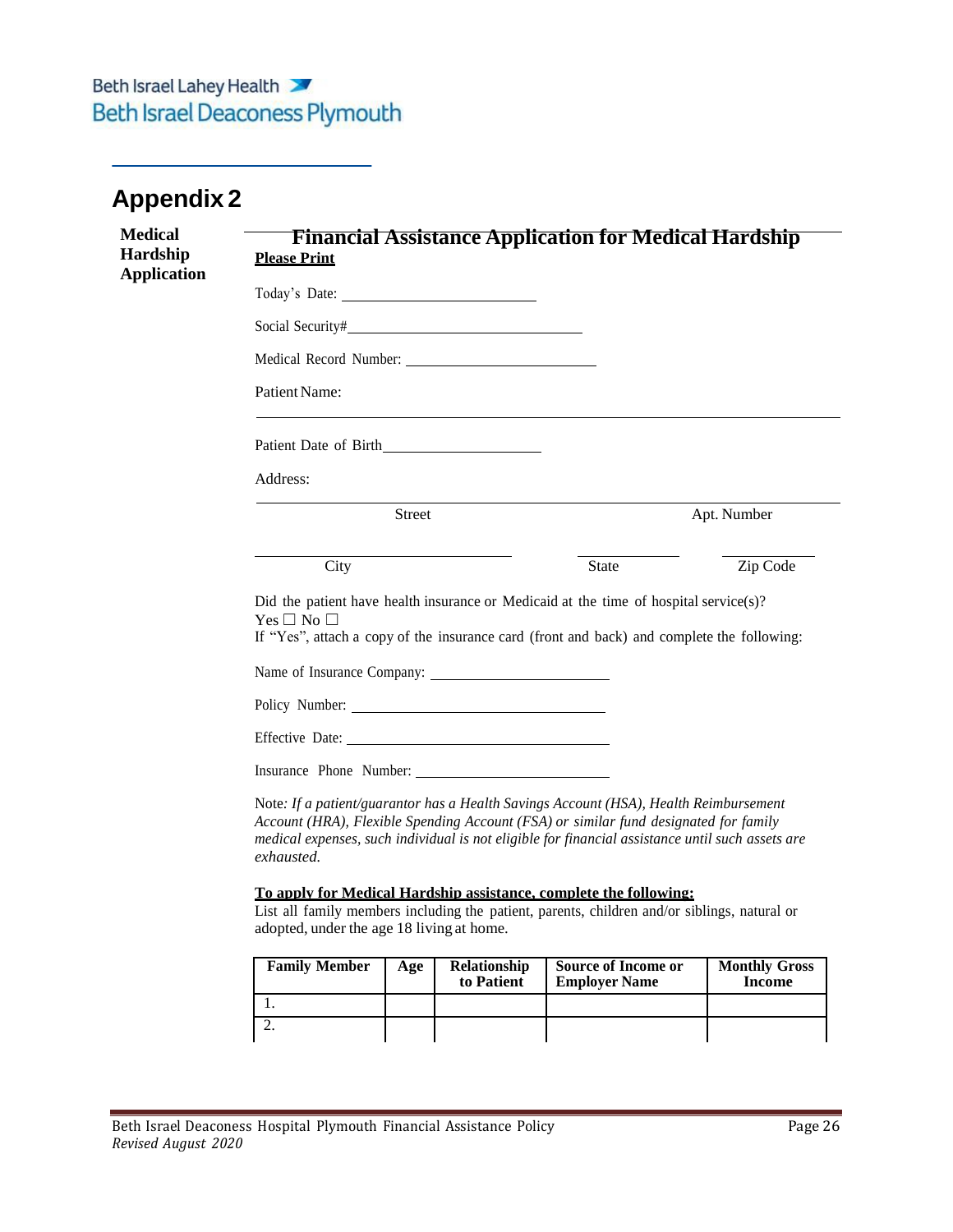Beth Israel Lahey Health
Beth Israel Deaconess Plymouth

# Appendix 2

**Medical Hardship Application**

## Financial Assistance Application for Medical Hardship

**Please Print**

Today's Date: ______________________

Social Security#______________________

Medical Record Number: ______________________

Patient Name:

______________________________________________

Patient Date of Birth______________________

Address:

______________________________________________

Street                                                                 Apt. Number

______________________          ____________          ____________

City                                        State                    Zip Code

Did the patient have health insurance or Medicaid at the time of hospital service(s)?
Yes ☐ No ☐
If "Yes", attach a copy of the insurance card (front and back) and complete the following:

Name of Insurance Company: ______________________

Policy Number: ______________________

Effective Date: ______________________

Insurance Phone Number: ______________________

Note*: If a patient/guarantor has a Health Savings Account (HSA), Health Reimbursement Account (HRA), Flexible Spending Account (FSA) or similar fund designated for family medical expenses, such individual is not eligible for financial assistance until such assets are exhausted.*

**To apply for Medical Hardship assistance, complete the following:**
List all family members including the patient, parents, children and/or siblings, natural or adopted, under the age 18 living at home.

| Family Member | Age | Relationship to Patient | Source of Income or Employer Name | Monthly Gross Income |
|---|---|---|---|---|
| 1. | | | | |
| 2. | | | | |

Beth Israel Deaconess Hospital Plymouth Financial Assistance Policy
*Revised August 2020*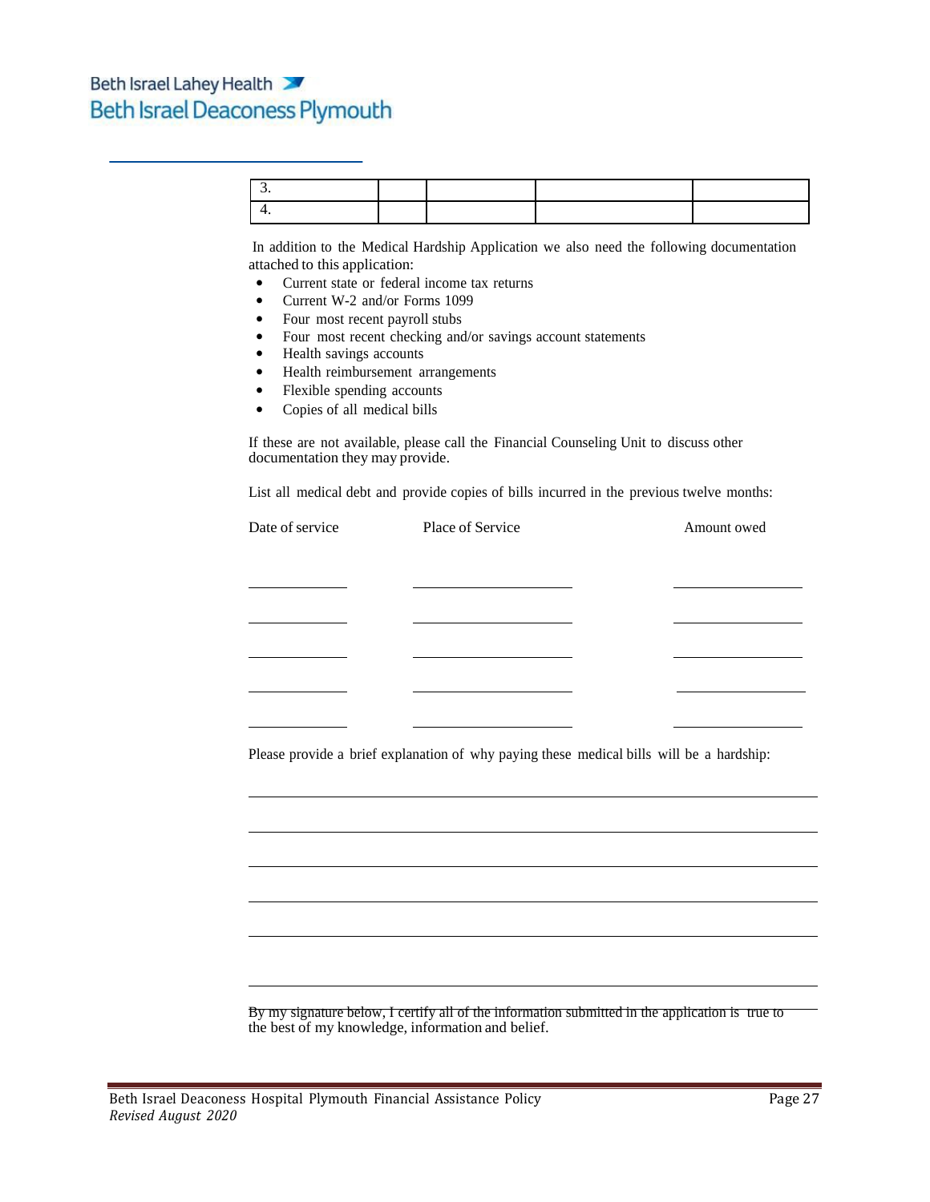| 3. | | | | |
|---|---|---|---|---|
| 4. | | | | |

In addition to the Medical Hardship Application we also need the following documentation attached to this application:

- Current state or federal income tax returns
- Current W-2 and/or Forms 1099
- Four most recent payroll stubs
- Four most recent checking and/or savings account statements
- Health savings accounts
- Health reimbursement arrangements
- Flexible spending accounts
- Copies of all medical bills

If these are not available, please call the Financial Counseling Unit to discuss other documentation they may provide.

List all medical debt and provide copies of bills incurred in the previous twelve months:

| Date of service | Place of Service | Amount owed |
|---|---|---|
| ____________ | ____________________ | ________________ |
| ____________ | ____________________ | ________________ |
| ____________ | ____________________ | ________________ |
| ____________ | ____________________ | ________________ |
| ____________ | ____________________ | ________________ |

Please provide a brief explanation of why paying these medical bills will be a hardship:

______________________________________________________________________

______________________________________________________________________

______________________________________________________________________

______________________________________________________________________

______________________________________________________________________

______________________________________________________________________

By my signature below, I certify all of the information submitted in the application is true to the best of my knowledge, information and belief.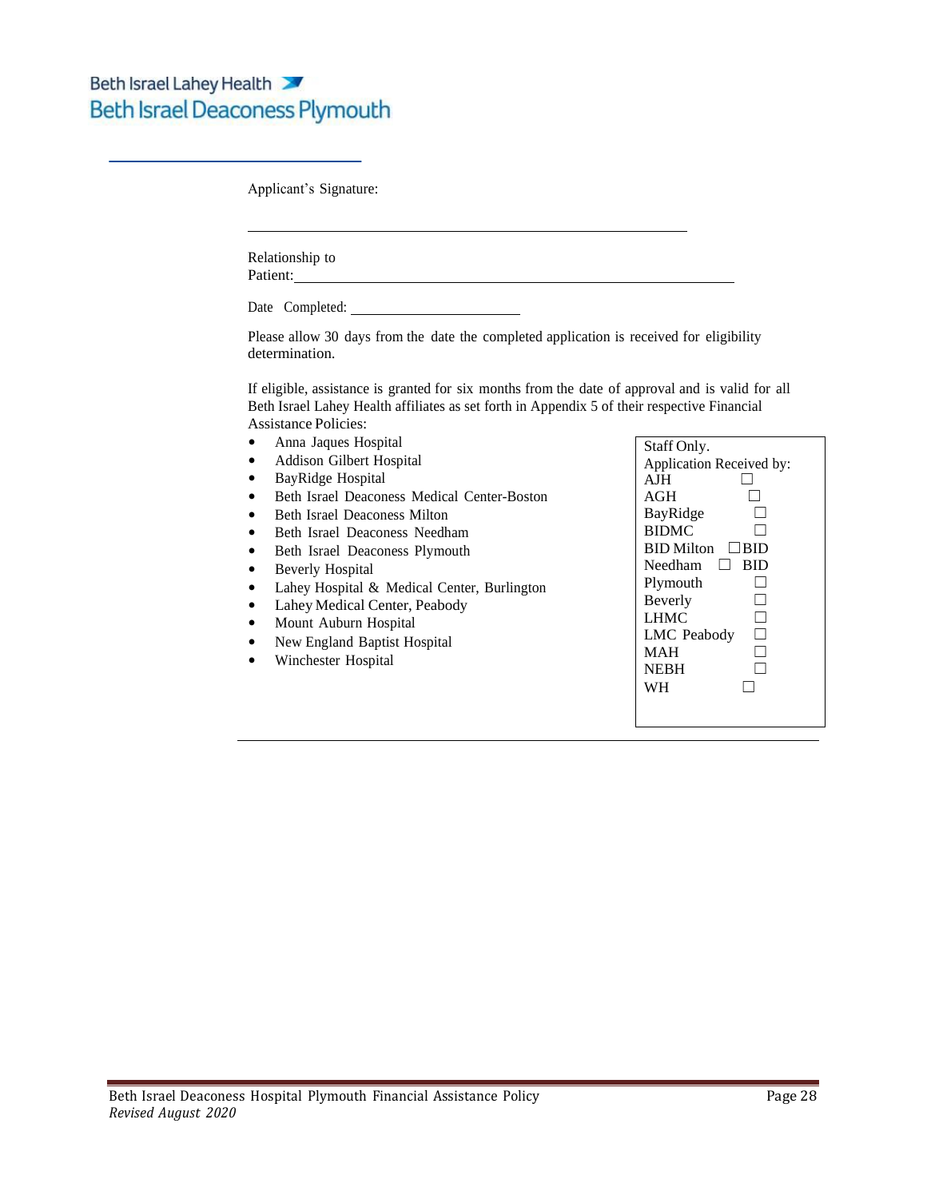Applicant's Signature:

\_\_\_\_\_\_\_\_\_\_\_\_\_\_\_\_\_\_\_\_\_\_\_\_\_\_\_\_\_\_\_\_\_\_\_\_\_\_\_\_\_\_\_\_

Relationship to Patient: \_\_\_\_\_\_\_\_\_\_\_\_\_\_\_\_\_\_\_\_\_\_\_\_\_\_\_\_\_\_\_\_\_\_\_\_\_\_\_\_\_\_\_\_

Date Completed: \_\_\_\_\_\_\_\_\_\_\_\_\_\_\_\_\_\_\_\_

Please allow 30 days from the date the completed application is received for eligibility determination.

If eligible, assistance is granted for six months from the date of approval and is valid for all Beth Israel Lahey Health affiliates as set forth in Appendix 5 of their respective Financial Assistance Policies:

- Anna Jaques Hospital
- Addison Gilbert Hospital
- BayRidge Hospital
- Beth Israel Deaconess Medical Center-Boston
- Beth Israel Deaconess Milton
- Beth Israel Deaconess Needham
- Beth Israel Deaconess Plymouth
- Beverly Hospital
- Lahey Hospital & Medical Center, Burlington
- Lahey Medical Center, Peabody
- Mount Auburn Hospital
- New England Baptist Hospital
- Winchester Hospital

Staff Only.
Application Received by:

- AJH ☐
- AGH ☐
- BayRidge ☐
- BIDMC ☐
- BID Milton ☐
- BID Needham ☐
- BID Plymouth ☐
- Beverly ☐
- LHMC ☐
- LMC Peabody ☐
- MAH ☐
- NEBH ☐
- WH ☐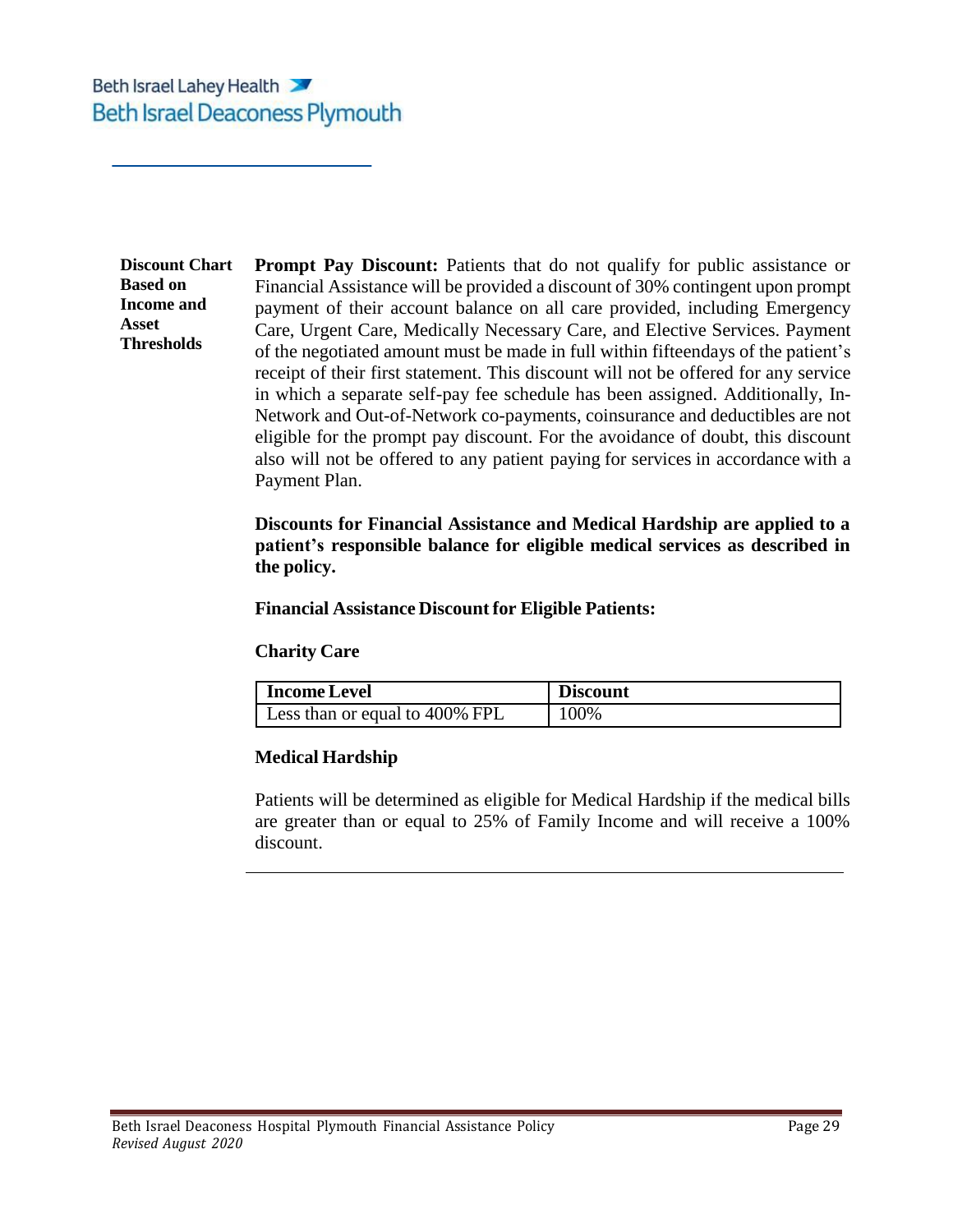**Discount Chart Based on Income and Asset Thresholds**

**Prompt Pay Discount:** Patients that do not qualify for public assistance or Financial Assistance will be provided a discount of 30% contingent upon prompt payment of their account balance on all care provided, including Emergency Care, Urgent Care, Medically Necessary Care, and Elective Services. Payment of the negotiated amount must be made in full within fifteendays of the patient's receipt of their first statement. This discount will not be offered for any service in which a separate self-pay fee schedule has been assigned. Additionally, In-Network and Out-of-Network co-payments, coinsurance and deductibles are not eligible for the prompt pay discount. For the avoidance of doubt, this discount also will not be offered to any patient paying for services in accordance with a Payment Plan.

**Discounts for Financial Assistance and Medical Hardship are applied to a patient's responsible balance for eligible medical services as described in the policy.**

**Financial Assistance Discount for Eligible Patients:**

**Charity Care**

| Income Level | Discount |
|---|---|
| Less than or equal to 400% FPL | 100% |

**Medical Hardship**

Patients will be determined as eligible for Medical Hardship if the medical bills are greater than or equal to 25% of Family Income and will receive a 100% discount.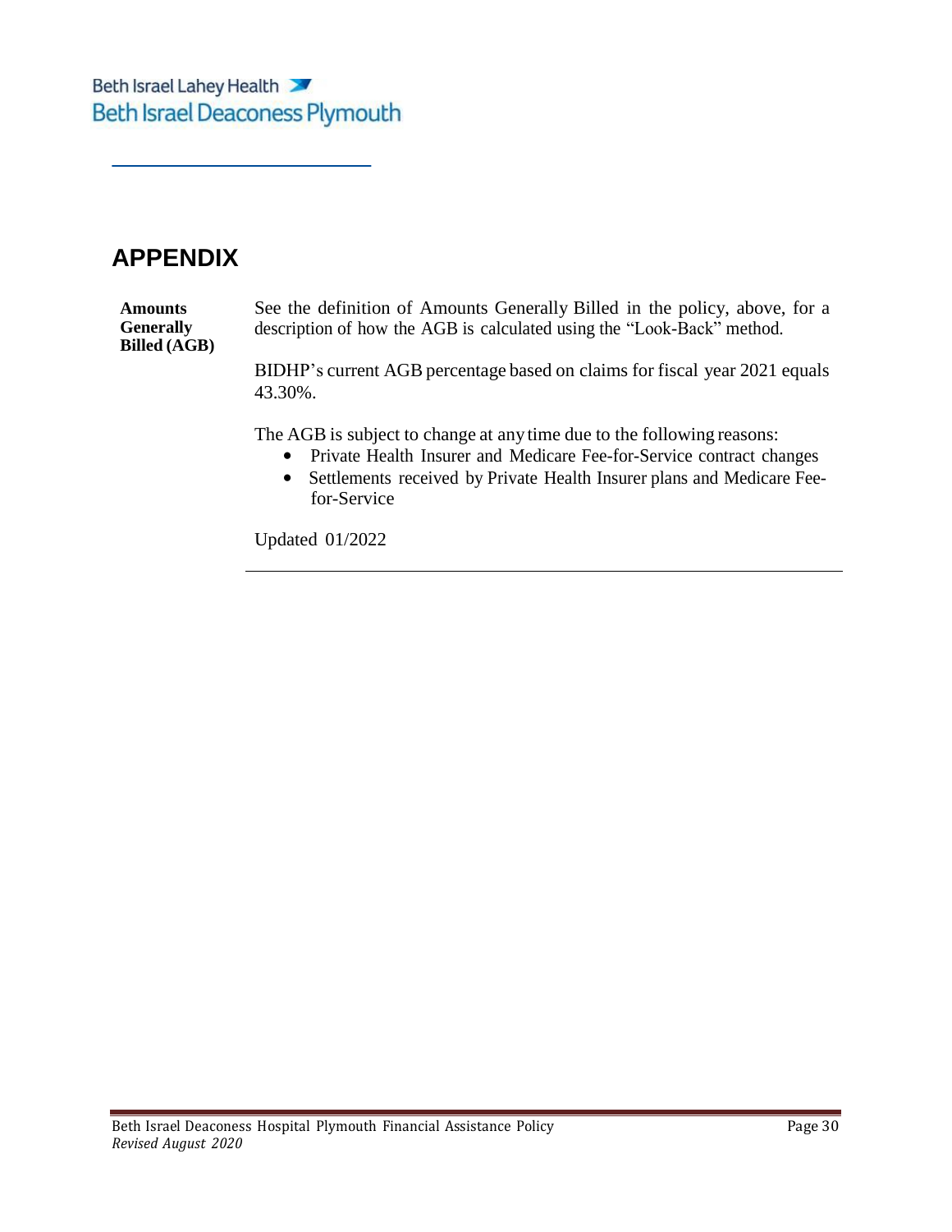Beth Israel Lahey Health
Beth Israel Deaconess Plymouth

# APPENDIX

**Amounts Generally Billed (AGB)**

See the definition of Amounts Generally Billed in the policy, above, for a description of how the AGB is calculated using the "Look-Back" method.

BIDHP's current AGB percentage based on claims for fiscal year 2021 equals 43.30%.

The AGB is subject to change at any time due to the following reasons:

- Private Health Insurer and Medicare Fee-for-Service contract changes
- Settlements received by Private Health Insurer plans and Medicare Fee-for-Service

Updated 01/2022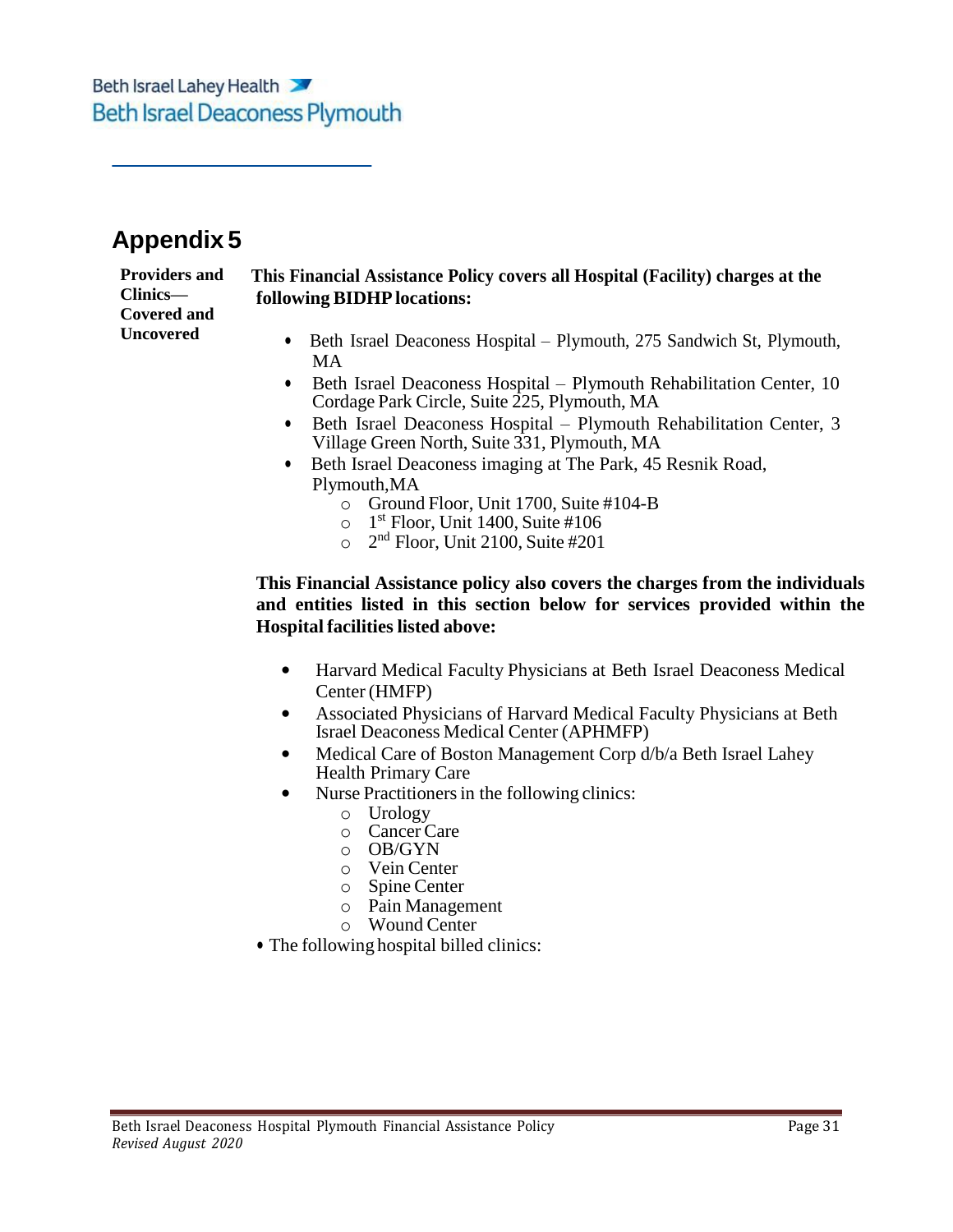Beth Israel Lahey Health
Beth Israel Deaconess Plymouth

## Appendix 5

**Providers and Clinics—Covered and Uncovered**

**This Financial Assistance Policy covers all Hospital (Facility) charges at the following BIDHP locations:**

- Beth Israel Deaconess Hospital – Plymouth, 275 Sandwich St, Plymouth, MA
- Beth Israel Deaconess Hospital – Plymouth Rehabilitation Center, 10 Cordage Park Circle, Suite 225, Plymouth, MA
- Beth Israel Deaconess Hospital – Plymouth Rehabilitation Center, 3 Village Green North, Suite 331, Plymouth, MA
- Beth Israel Deaconess imaging at The Park, 45 Resnik Road, Plymouth, MA
  - Ground Floor, Unit 1700, Suite #104-B
  - 1st Floor, Unit 1400, Suite #106
  - 2nd Floor, Unit 2100, Suite #201

**This Financial Assistance policy also covers the charges from the individuals and entities listed in this section below for services provided within the Hospital facilities listed above:**

- Harvard Medical Faculty Physicians at Beth Israel Deaconess Medical Center (HMFP)
- Associated Physicians of Harvard Medical Faculty Physicians at Beth Israel Deaconess Medical Center (APHMFP)
- Medical Care of Boston Management Corp d/b/a Beth Israel Lahey Health Primary Care
- Nurse Practitioners in the following clinics:
  - Urology
  - Cancer Care
  - OB/GYN
  - Vein Center
  - Spine Center
  - Pain Management
  - Wound Center
- The following hospital billed clinics: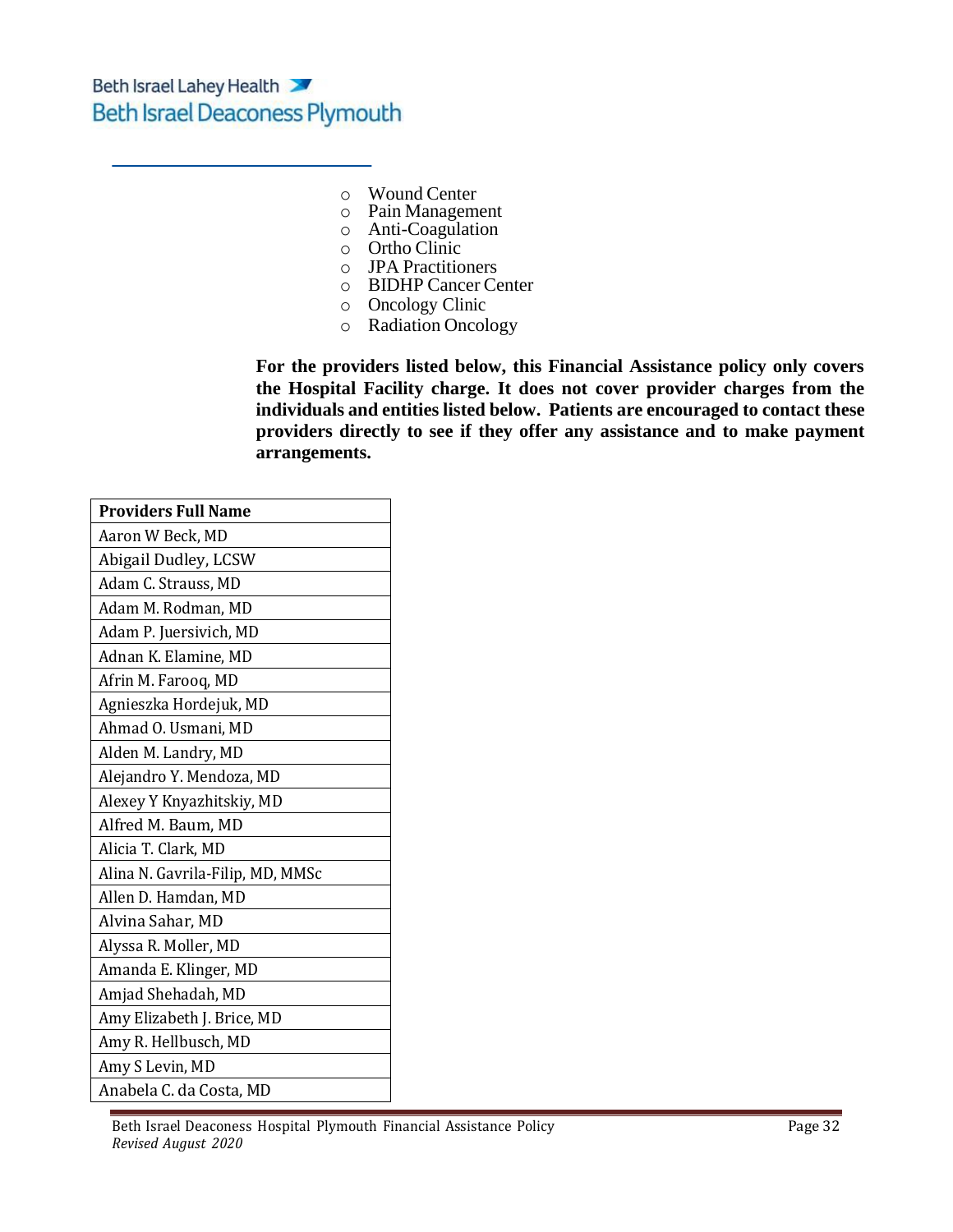- Wound Center
- Pain Management
- Anti-Coagulation
- Ortho Clinic
- JPA Practitioners
- BIDHP Cancer Center
- Oncology Clinic
- Radiation Oncology

**For the providers listed below, this Financial Assistance policy only covers the Hospital Facility charge. It does not cover provider charges from the individuals and entities listed below. Patients are encouraged to contact these providers directly to see if they offer any assistance and to make payment arrangements.**

| Providers Full Name |
|---|
| Aaron W Beck, MD |
| Abigail Dudley, LCSW |
| Adam C. Strauss, MD |
| Adam M. Rodman, MD |
| Adam P. Juersivich, MD |
| Adnan K. Elamine, MD |
| Afrin M. Farooq, MD |
| Agnieszka Hordejuk, MD |
| Ahmad O. Usmani, MD |
| Alden M. Landry, MD |
| Alejandro Y. Mendoza, MD |
| Alexey Y Knyazhitskiy, MD |
| Alfred M. Baum, MD |
| Alicia T. Clark, MD |
| Alina N. Gavrila-Filip, MD, MMSc |
| Allen D. Hamdan, MD |
| Alvina Sahar, MD |
| Alyssa R. Moller, MD |
| Amanda E. Klinger, MD |
| Amjad Shehadah, MD |
| Amy Elizabeth J. Brice, MD |
| Amy R. Hellbusch, MD |
| Amy S Levin, MD |
| Anabela C. da Costa, MD |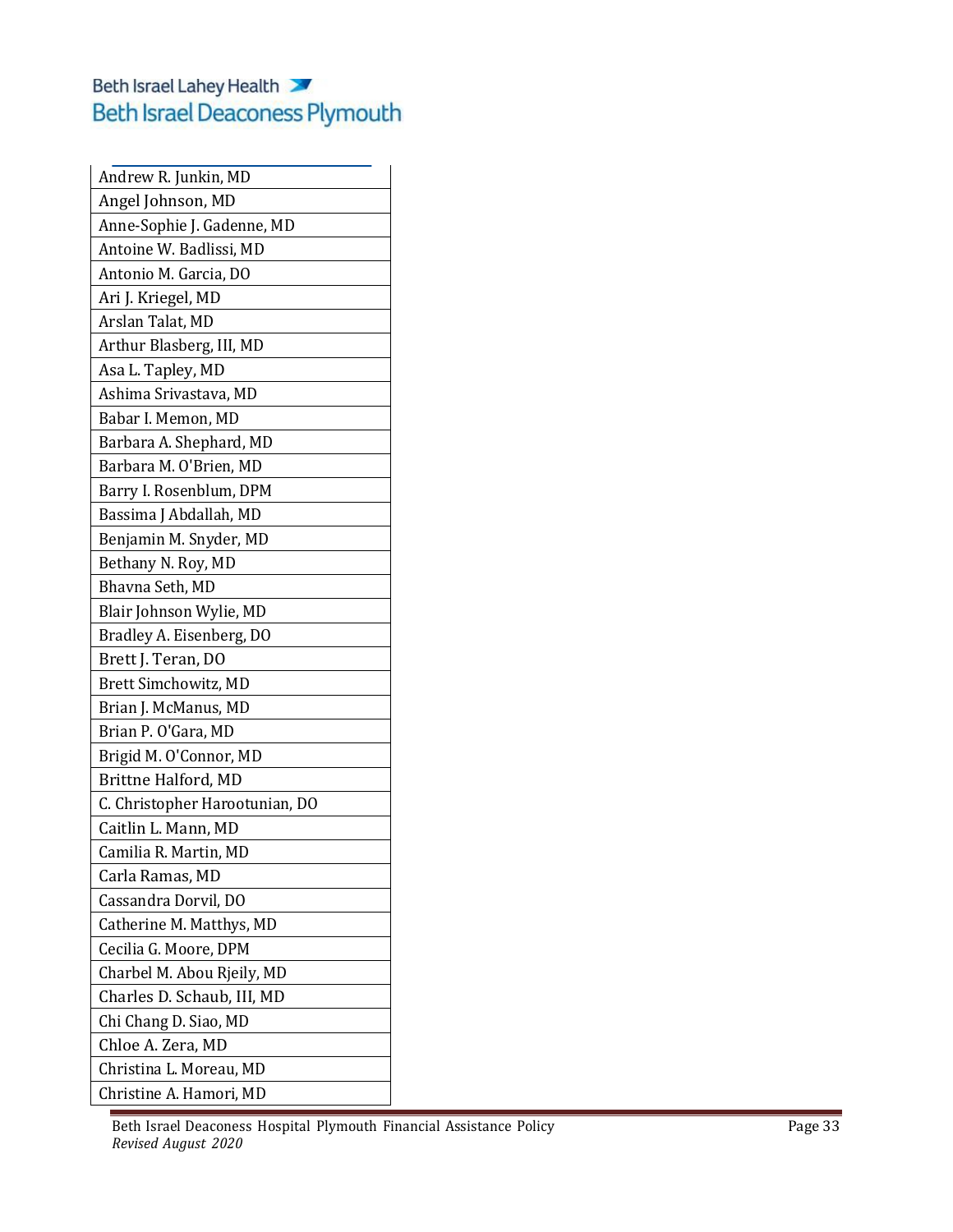| Andrew R. Junkin, MD |
|---|
| Angel Johnson, MD |
| Anne-Sophie J. Gadenne, MD |
| Antoine W. Badlissi, MD |
| Antonio M. Garcia, DO |
| Ari J. Kriegel, MD |
| Arslan Talat, MD |
| Arthur Blasberg, III, MD |
| Asa L. Tapley, MD |
| Ashima Srivastava, MD |
| Babar I. Memon, MD |
| Barbara A. Shephard, MD |
| Barbara M. O'Brien, MD |
| Barry I. Rosenblum, DPM |
| Bassima J Abdallah, MD |
| Benjamin M. Snyder, MD |
| Bethany N. Roy, MD |
| Bhavna Seth, MD |
| Blair Johnson Wylie, MD |
| Bradley A. Eisenberg, DO |
| Brett J. Teran, DO |
| Brett Simchowitz, MD |
| Brian J. McManus, MD |
| Brian P. O'Gara, MD |
| Brigid M. O'Connor, MD |
| Brittne Halford, MD |
| C. Christopher Harootunian, DO |
| Caitlin L. Mann, MD |
| Camilia R. Martin, MD |
| Carla Ramas, MD |
| Cassandra Dorvil, DO |
| Catherine M. Matthys, MD |
| Cecilia G. Moore, DPM |
| Charbel M. Abou Rjeily, MD |
| Charles D. Schaub, III, MD |
| Chi Chang D. Siao, MD |
| Chloe A. Zera, MD |
| Christina L. Moreau, MD |
| Christine A. Hamori, MD |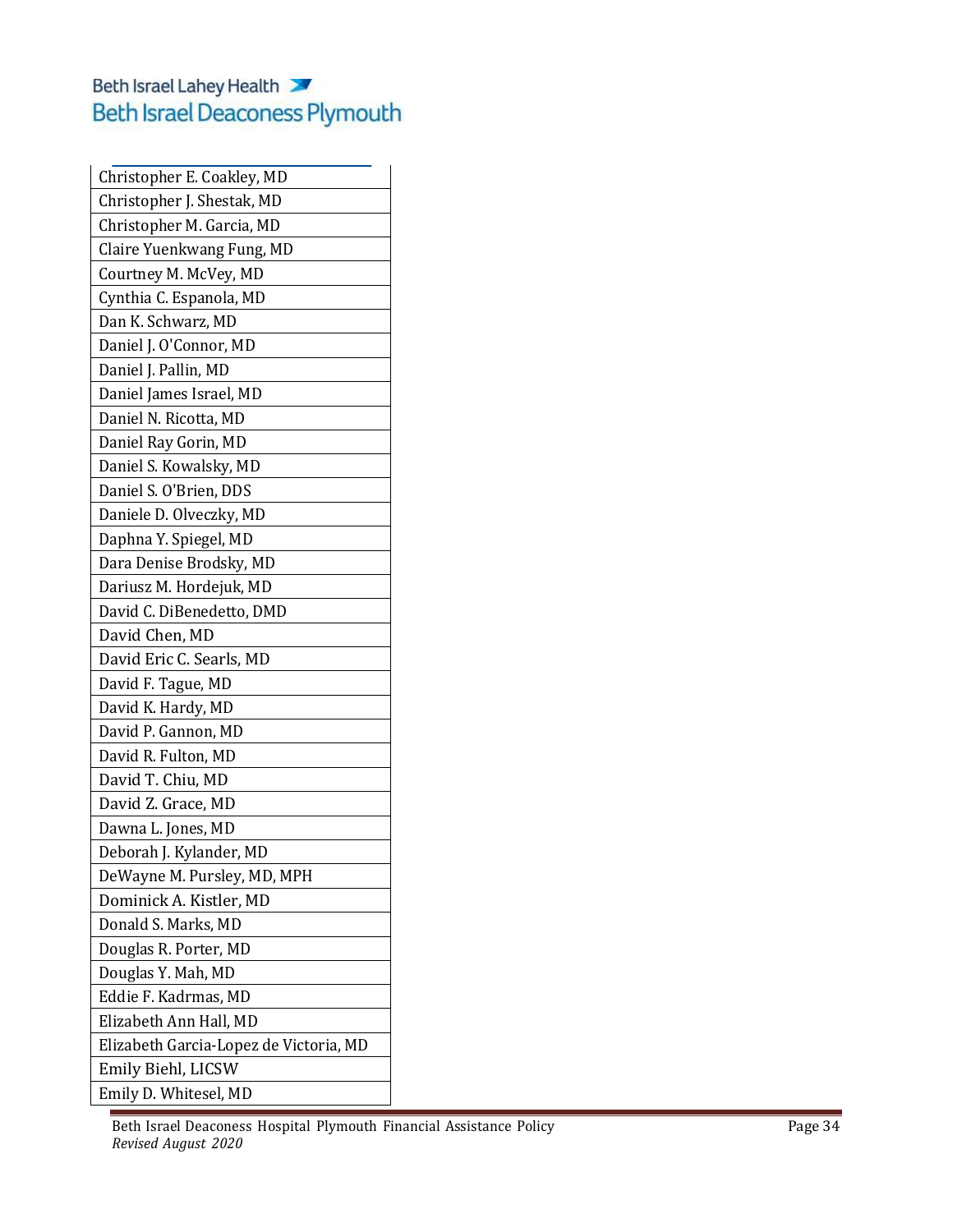| |
|---|
| Christopher E. Coakley, MD |
| Christopher J. Shestak, MD |
| Christopher M. Garcia, MD |
| Claire Yuenkwang Fung, MD |
| Courtney M. McVey, MD |
| Cynthia C. Espanola, MD |
| Dan K. Schwarz, MD |
| Daniel J. O'Connor, MD |
| Daniel J. Pallin, MD |
| Daniel James Israel, MD |
| Daniel N. Ricotta, MD |
| Daniel Ray Gorin, MD |
| Daniel S. Kowalsky, MD |
| Daniel S. O'Brien, DDS |
| Daniele D. Olveczky, MD |
| Daphna Y. Spiegel, MD |
| Dara Denise Brodsky, MD |
| Dariusz M. Hordejuk, MD |
| David C. DiBenedetto, DMD |
| David Chen, MD |
| David Eric C. Searls, MD |
| David F. Tague, MD |
| David K. Hardy, MD |
| David P. Gannon, MD |
| David R. Fulton, MD |
| David T. Chiu, MD |
| David Z. Grace, MD |
| Dawna L. Jones, MD |
| Deborah J. Kylander, MD |
| DeWayne M. Pursley, MD, MPH |
| Dominick A. Kistler, MD |
| Donald S. Marks, MD |
| Douglas R. Porter, MD |
| Douglas Y. Mah, MD |
| Eddie F. Kadrmas, MD |
| Elizabeth Ann Hall, MD |
| Elizabeth Garcia-Lopez de Victoria, MD |
| Emily Biehl, LICSW |
| Emily D. Whitesel, MD |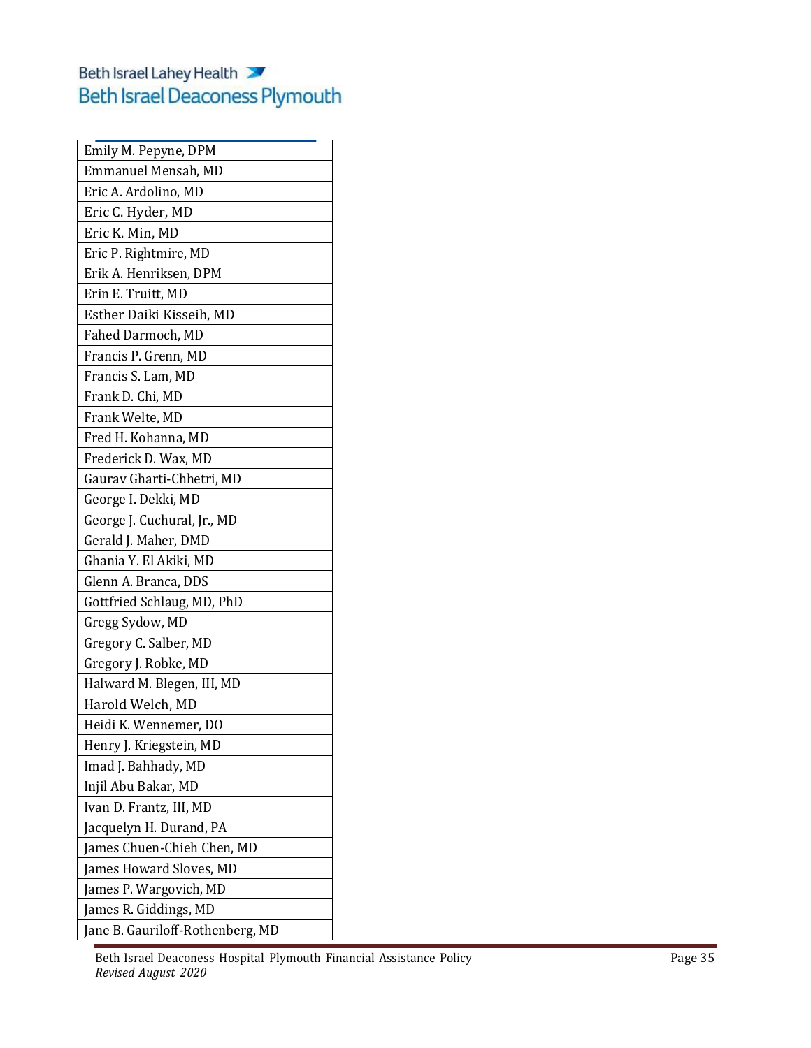| |
|---|
| Emily M. Pepyne, DPM |
| Emmanuel Mensah, MD |
| Eric A. Ardolino, MD |
| Eric C. Hyder, MD |
| Eric K. Min, MD |
| Eric P. Rightmire, MD |
| Erik A. Henriksen, DPM |
| Erin E. Truitt, MD |
| Esther Daiki Kisseih, MD |
| Fahed Darmoch, MD |
| Francis P. Grenn, MD |
| Francis S. Lam, MD |
| Frank D. Chi, MD |
| Frank Welte, MD |
| Fred H. Kohanna, MD |
| Frederick D. Wax, MD |
| Gaurav Gharti-Chhetri, MD |
| George I. Dekki, MD |
| George J. Cuchural, Jr., MD |
| Gerald J. Maher, DMD |
| Ghania Y. El Akiki, MD |
| Glenn A. Branca, DDS |
| Gottfried Schlaug, MD, PhD |
| Gregg Sydow, MD |
| Gregory C. Salber, MD |
| Gregory J. Robke, MD |
| Halward M. Blegen, III, MD |
| Harold Welch, MD |
| Heidi K. Wennemer, DO |
| Henry J. Kriegstein, MD |
| Imad J. Bahhady, MD |
| Injil Abu Bakar, MD |
| Ivan D. Frantz, III, MD |
| Jacquelyn H. Durand, PA |
| James Chuen-Chieh Chen, MD |
| James Howard Sloves, MD |
| James P. Wargovich, MD |
| James R. Giddings, MD |
| Jane B. Gauriloff-Rothenberg, MD |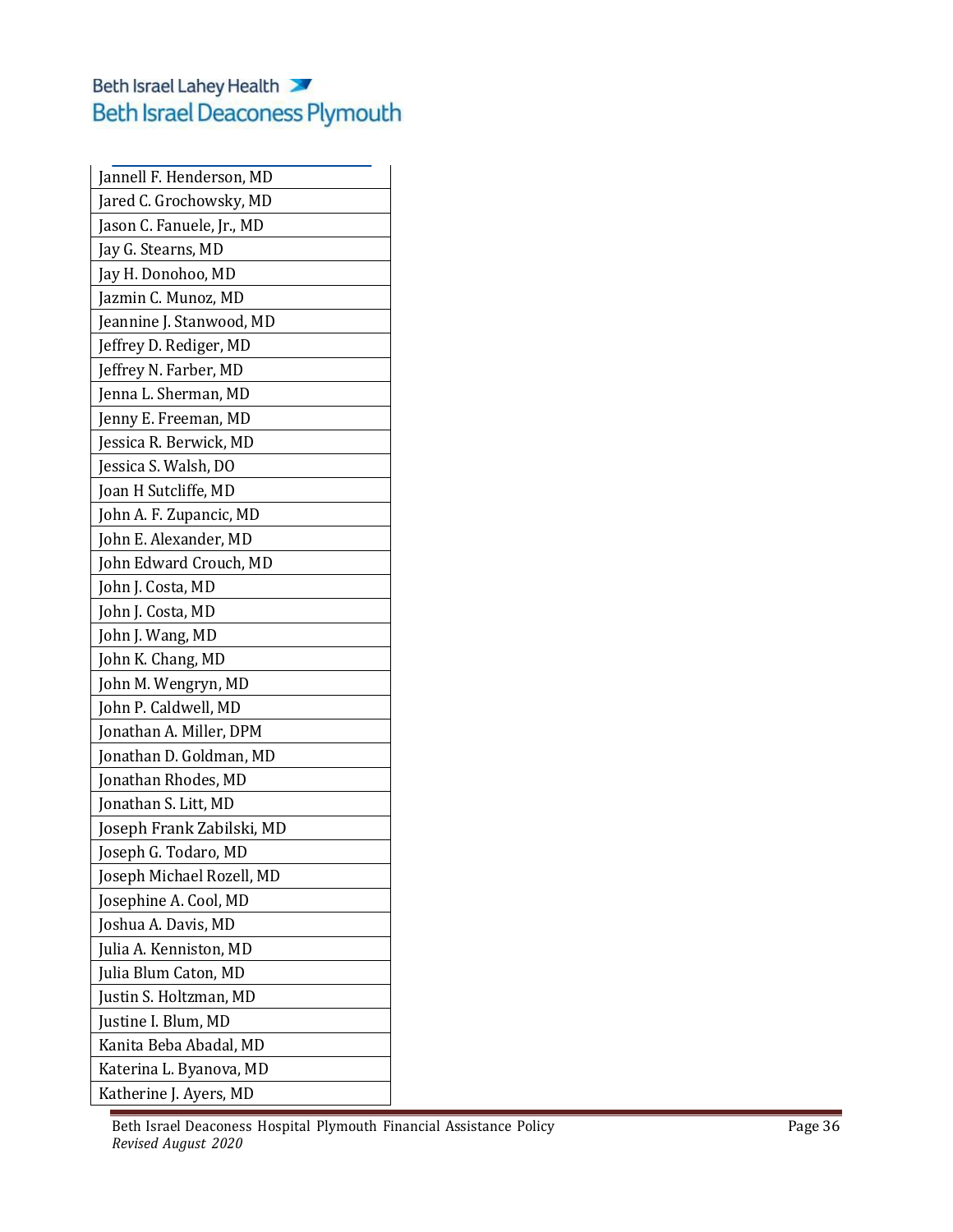| Jannell F. Henderson, MD |
|---|
| Jared C. Grochowsky, MD |
| Jason C. Fanuele, Jr., MD |
| Jay G. Stearns, MD |
| Jay H. Donohoo, MD |
| Jazmin C. Munoz, MD |
| Jeannine J. Stanwood, MD |
| Jeffrey D. Rediger, MD |
| Jeffrey N. Farber, MD |
| Jenna L. Sherman, MD |
| Jenny E. Freeman, MD |
| Jessica R. Berwick, MD |
| Jessica S. Walsh, DO |
| Joan H Sutcliffe, MD |
| John A. F. Zupancic, MD |
| John E. Alexander, MD |
| John Edward Crouch, MD |
| John J. Costa, MD |
| John J. Costa, MD |
| John J. Wang, MD |
| John K. Chang, MD |
| John M. Wengryn, MD |
| John P. Caldwell, MD |
| Jonathan A. Miller, DPM |
| Jonathan D. Goldman, MD |
| Jonathan Rhodes, MD |
| Jonathan S. Litt, MD |
| Joseph Frank Zabilski, MD |
| Joseph G. Todaro, MD |
| Joseph Michael Rozell, MD |
| Josephine A. Cool, MD |
| Joshua A. Davis, MD |
| Julia A. Kenniston, MD |
| Julia Blum Caton, MD |
| Justin S. Holtzman, MD |
| Justine I. Blum, MD |
| Kanita Beba Abadal, MD |
| Katerina L. Byanova, MD |
| Katherine J. Ayers, MD |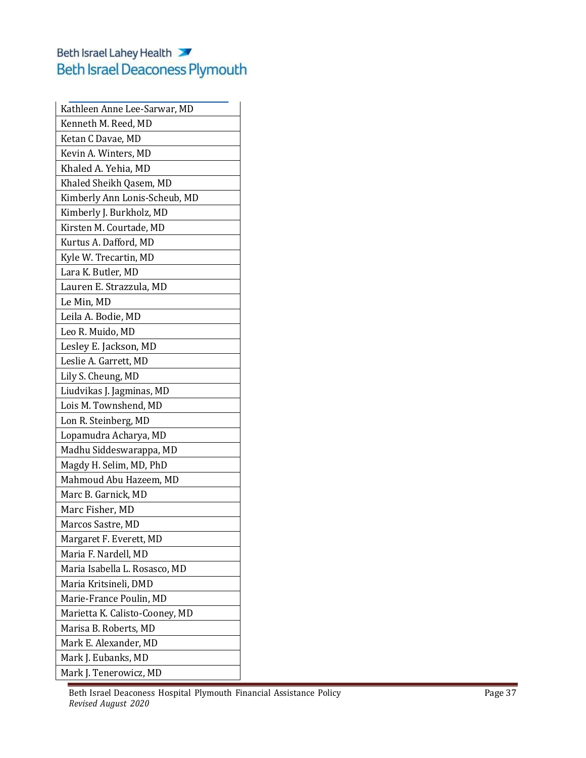| Kathleen Anne Lee-Sarwar, MD |
|---|
| Kenneth M. Reed, MD |
| Ketan C Davae, MD |
| Kevin A. Winters, MD |
| Khaled A. Yehia, MD |
| Khaled Sheikh Qasem, MD |
| Kimberly Ann Lonis-Scheub, MD |
| Kimberly J. Burkholz, MD |
| Kirsten M. Courtade, MD |
| Kurtus A. Dafford, MD |
| Kyle W. Trecartin, MD |
| Lara K. Butler, MD |
| Lauren E. Strazzula, MD |
| Le Min, MD |
| Leila A. Bodie, MD |
| Leo R. Muido, MD |
| Lesley E. Jackson, MD |
| Leslie A. Garrett, MD |
| Lily S. Cheung, MD |
| Liudvikas J. Jagminas, MD |
| Lois M. Townshend, MD |
| Lon R. Steinberg, MD |
| Lopamudra Acharya, MD |
| Madhu Siddeswarappa, MD |
| Magdy H. Selim, MD, PhD |
| Mahmoud Abu Hazeem, MD |
| Marc B. Garnick, MD |
| Marc Fisher, MD |
| Marcos Sastre, MD |
| Margaret F. Everett, MD |
| Maria F. Nardell, MD |
| Maria Isabella L. Rosasco, MD |
| Maria Kritsineli, DMD |
| Marie-France Poulin, MD |
| Marietta K. Calisto-Cooney, MD |
| Marisa B. Roberts, MD |
| Mark E. Alexander, MD |
| Mark J. Eubanks, MD |
| Mark J. Tenerowicz, MD |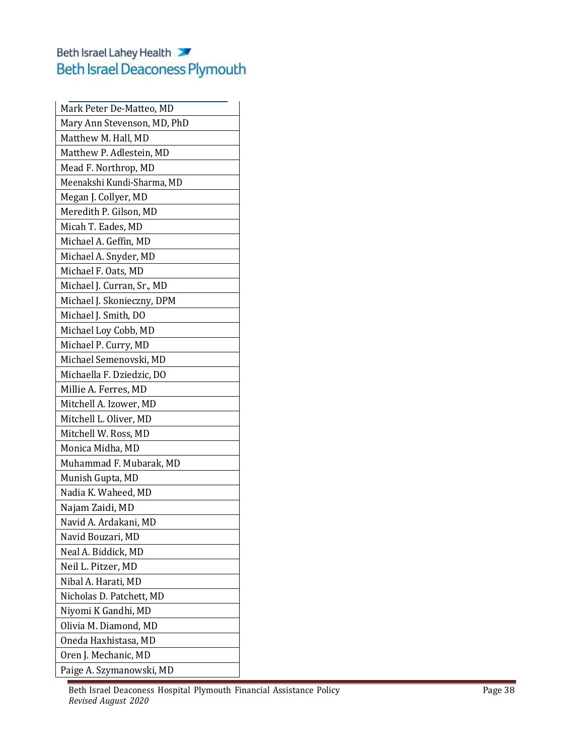| Mark Peter De-Matteo, MD |
|---|
| Mary Ann Stevenson, MD, PhD |
| Matthew M. Hall, MD |
| Matthew P. Adlestein, MD |
| Mead F. Northrop, MD |
| Meenakshi Kundi-Sharma, MD |
| Megan J. Collyer, MD |
| Meredith P. Gilson, MD |
| Micah T. Eades, MD |
| Michael A. Geffin, MD |
| Michael A. Snyder, MD |
| Michael F. Oats, MD |
| Michael J. Curran, Sr., MD |
| Michael J. Skonieczny, DPM |
| Michael J. Smith, DO |
| Michael Loy Cobb, MD |
| Michael P. Curry, MD |
| Michael Semenovski, MD |
| Michaella F. Dziedzic, DO |
| Millie A. Ferres, MD |
| Mitchell A. Izower, MD |
| Mitchell L. Oliver, MD |
| Mitchell W. Ross, MD |
| Monica Midha, MD |
| Muhammad F. Mubarak, MD |
| Munish Gupta, MD |
| Nadia K. Waheed, MD |
| Najam Zaidi, MD |
| Navid A. Ardakani, MD |
| Navid Bouzari, MD |
| Neal A. Biddick, MD |
| Neil L. Pitzer, MD |
| Nibal A. Harati, MD |
| Nicholas D. Patchett, MD |
| Niyomi K Gandhi, MD |
| Olivia M. Diamond, MD |
| Oneda Haxhistasa, MD |
| Oren J. Mechanic, MD |
| Paige A. Szymanowski, MD |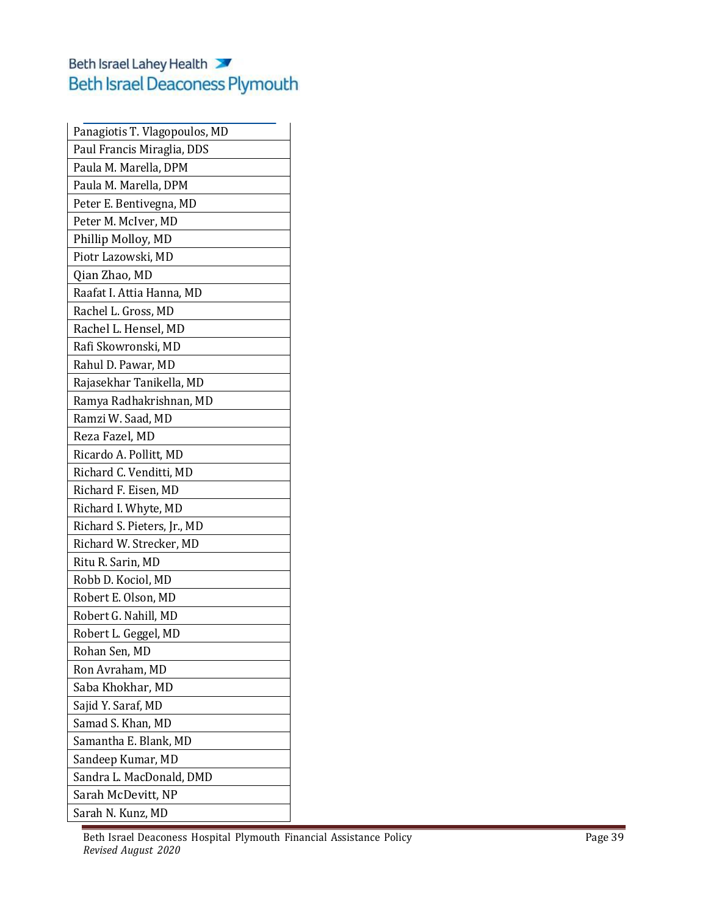| |
|---|
| Panagiotis T. Vlagopoulos, MD |
| Paul Francis Miraglia, DDS |
| Paula M. Marella, DPM |
| Paula M. Marella, DPM |
| Peter E. Bentivegna, MD |
| Peter M. McIver, MD |
| Phillip Molloy, MD |
| Piotr Lazowski, MD |
| Qian Zhao, MD |
| Raafat I. Attia Hanna, MD |
| Rachel L. Gross, MD |
| Rachel L. Hensel, MD |
| Rafi Skowronski, MD |
| Rahul D. Pawar, MD |
| Rajasekhar Tanikella, MD |
| Ramya Radhakrishnan, MD |
| Ramzi W. Saad, MD |
| Reza Fazel, MD |
| Ricardo A. Pollitt, MD |
| Richard C. Venditti, MD |
| Richard F. Eisen, MD |
| Richard I. Whyte, MD |
| Richard S. Pieters, Jr., MD |
| Richard W. Strecker, MD |
| Ritu R. Sarin, MD |
| Robb D. Kociol, MD |
| Robert E. Olson, MD |
| Robert G. Nahill, MD |
| Robert L. Geggel, MD |
| Rohan Sen, MD |
| Ron Avraham, MD |
| Saba Khokhar, MD |
| Sajid Y. Saraf, MD |
| Samad S. Khan, MD |
| Samantha E. Blank, MD |
| Sandeep Kumar, MD |
| Sandra L. MacDonald, DMD |
| Sarah McDevitt, NP |
| Sarah N. Kunz, MD |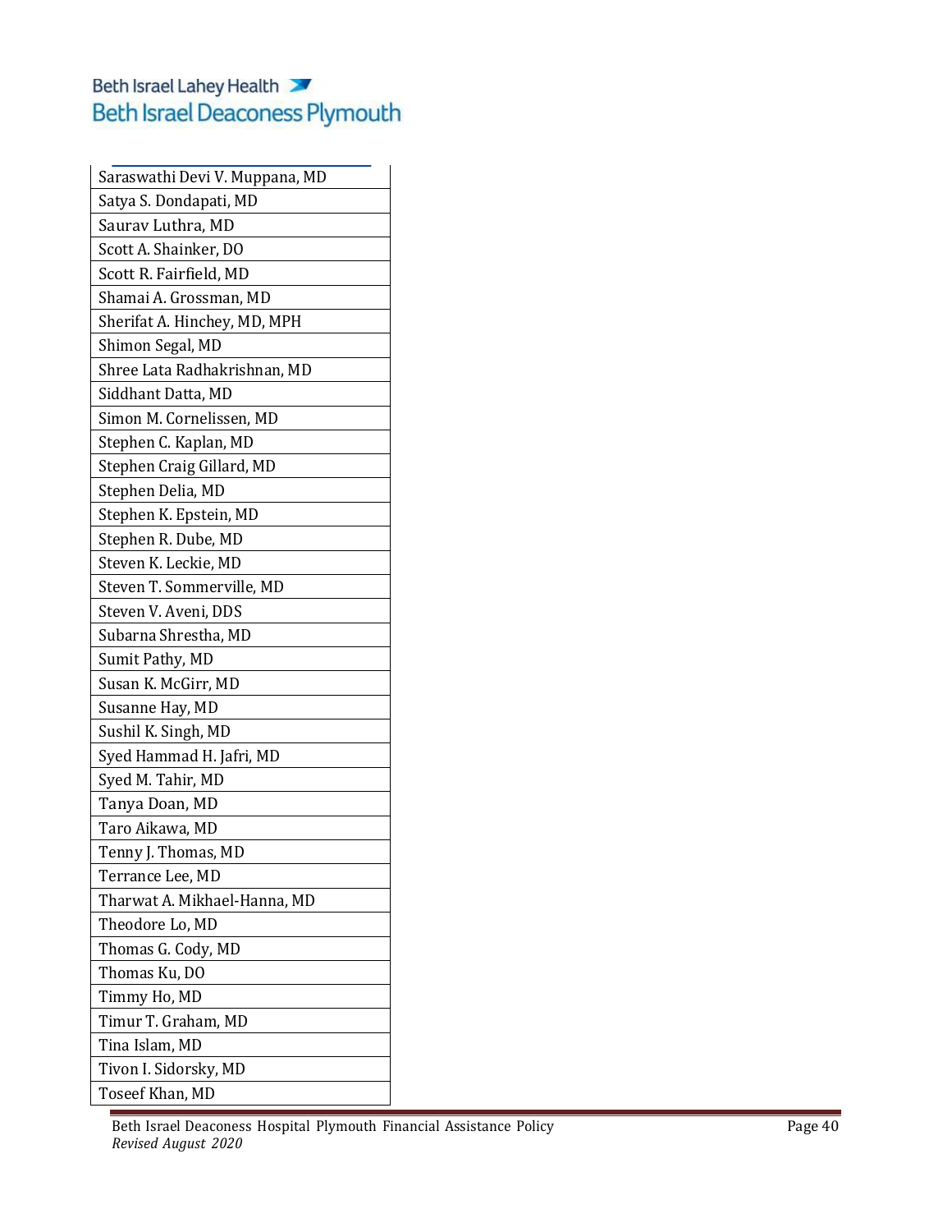| |
|---|
| Saraswathi Devi V. Muppana, MD |
| Satya S. Dondapati, MD |
| Saurav Luthra, MD |
| Scott A. Shainker, DO |
| Scott R. Fairfield, MD |
| Shamai A. Grossman, MD |
| Sherifat A. Hinchey, MD, MPH |
| Shimon Segal, MD |
| Shree Lata Radhakrishnan, MD |
| Siddhant Datta, MD |
| Simon M. Cornelissen, MD |
| Stephen C. Kaplan, MD |
| Stephen Craig Gillard, MD |
| Stephen Delia, MD |
| Stephen K. Epstein, MD |
| Stephen R. Dube, MD |
| Steven K. Leckie, MD |
| Steven T. Sommerville, MD |
| Steven V. Aveni, DDS |
| Subarna Shrestha, MD |
| Sumit Pathy, MD |
| Susan K. McGirr, MD |
| Susanne Hay, MD |
| Sushil K. Singh, MD |
| Syed Hammad H. Jafri, MD |
| Syed M. Tahir, MD |
| Tanya Doan, MD |
| Taro Aikawa, MD |
| Tenny J. Thomas, MD |
| Terrance Lee, MD |
| Tharwat A. Mikhael-Hanna, MD |
| Theodore Lo, MD |
| Thomas G. Cody, MD |
| Thomas Ku, DO |
| Timmy Ho, MD |
| Timur T. Graham, MD |
| Tina Islam, MD |
| Tivon I. Sidorsky, MD |
| Toseef Khan, MD |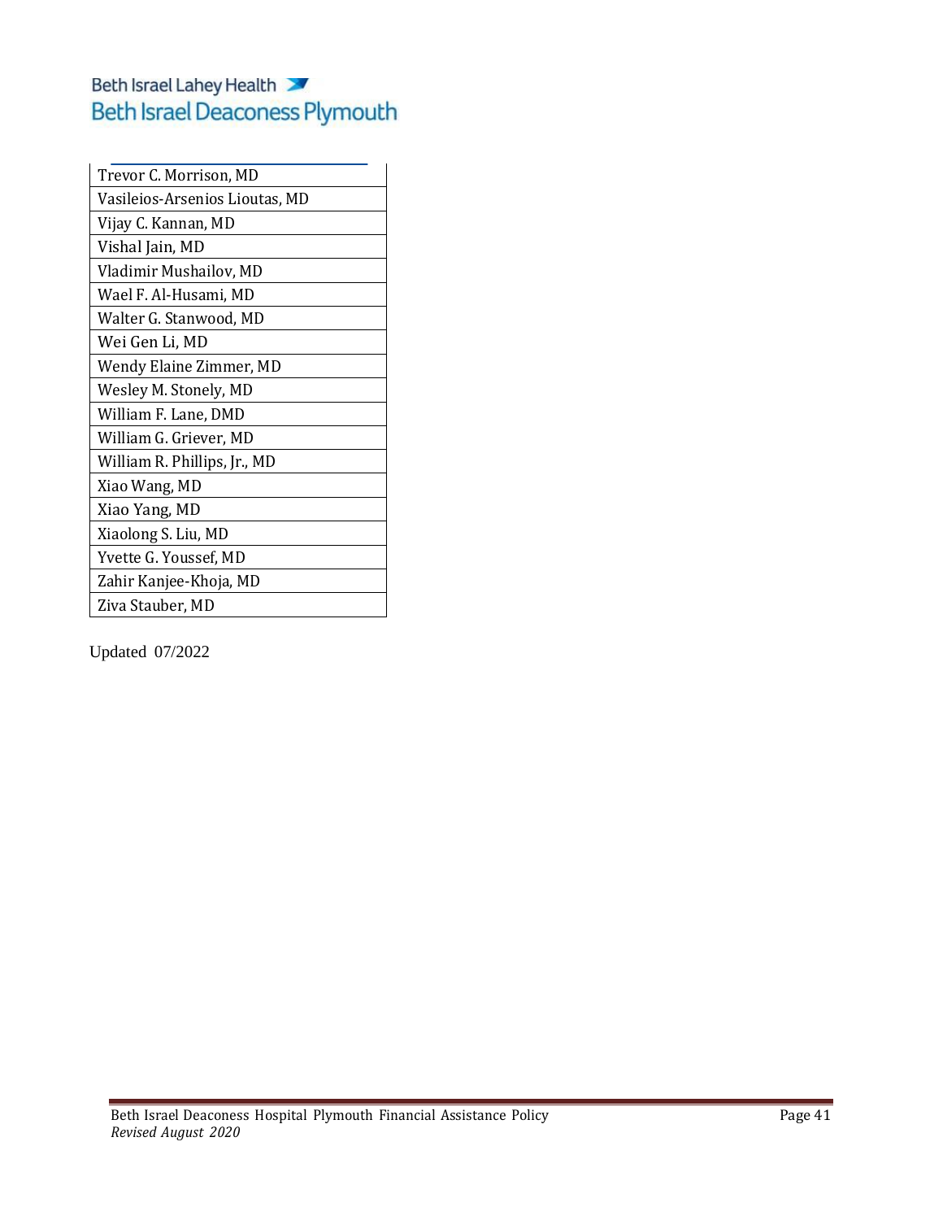| Trevor C. Morrison, MD |
|---|
| Vasileios-Arsenios Lioutas, MD |
| Vijay C. Kannan, MD |
| Vishal Jain, MD |
| Vladimir Mushailov, MD |
| Wael F. Al-Husami, MD |
| Walter G. Stanwood, MD |
| Wei Gen Li, MD |
| Wendy Elaine Zimmer, MD |
| Wesley M. Stonely, MD |
| William F. Lane, DMD |
| William G. Griever, MD |
| William R. Phillips, Jr., MD |
| Xiao Wang, MD |
| Xiao Yang, MD |
| Xiaolong S. Liu, MD |
| Yvette G. Youssef, MD |
| Zahir Kanjee-Khoja, MD |
| Ziva Stauber, MD |

Updated 07/2022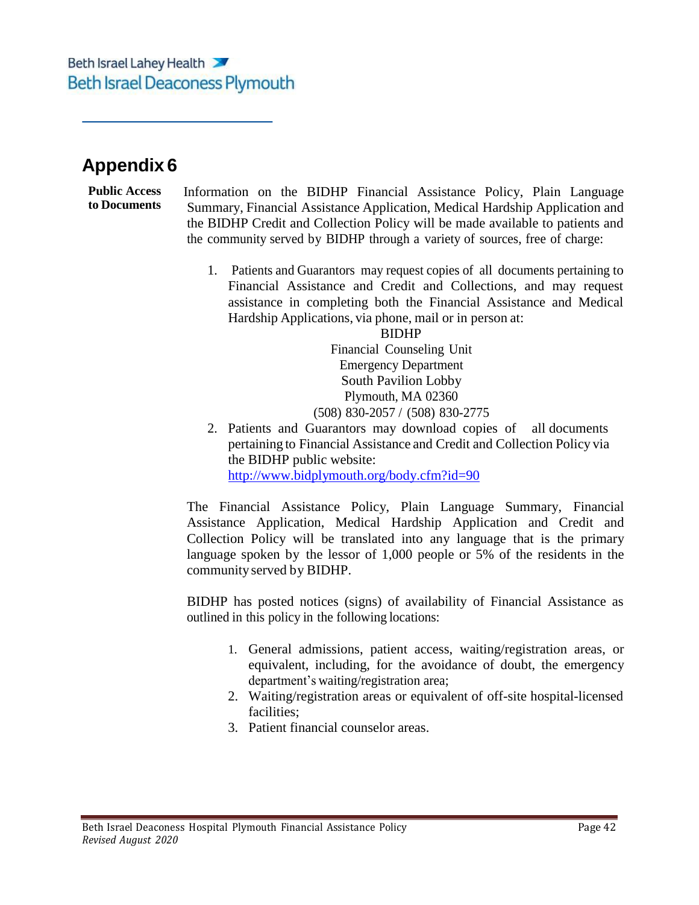# Appendix 6

**Public Access to Documents**

Information on the BIDHP Financial Assistance Policy, Plain Language Summary, Financial Assistance Application, Medical Hardship Application and the BIDHP Credit and Collection Policy will be made available to patients and the community served by BIDHP through a variety of sources, free of charge:

1. Patients and Guarantors may request copies of all documents pertaining to Financial Assistance and Credit and Collections, and may request assistance in completing both the Financial Assistance and Medical Hardship Applications, via phone, mail or in person at:

   BIDHP
   Financial Counseling Unit
   Emergency Department
   South Pavilion Lobby
   Plymouth, MA 02360
   (508) 830-2057 / (508) 830-2775

2. Patients and Guarantors may download copies of all documents pertaining to Financial Assistance and Credit and Collection Policy via the BIDHP public website:
   http://www.bidplymouth.org/body.cfm?id=90

The Financial Assistance Policy, Plain Language Summary, Financial Assistance Application, Medical Hardship Application and Credit and Collection Policy will be translated into any language that is the primary language spoken by the lessor of 1,000 people or 5% of the residents in the community served by BIDHP.

BIDHP has posted notices (signs) of availability of Financial Assistance as outlined in this policy in the following locations:

1. General admissions, patient access, waiting/registration areas, or equivalent, including, for the avoidance of doubt, the emergency department's waiting/registration area;
2. Waiting/registration areas or equivalent of off-site hospital-licensed facilities;
3. Patient financial counselor areas.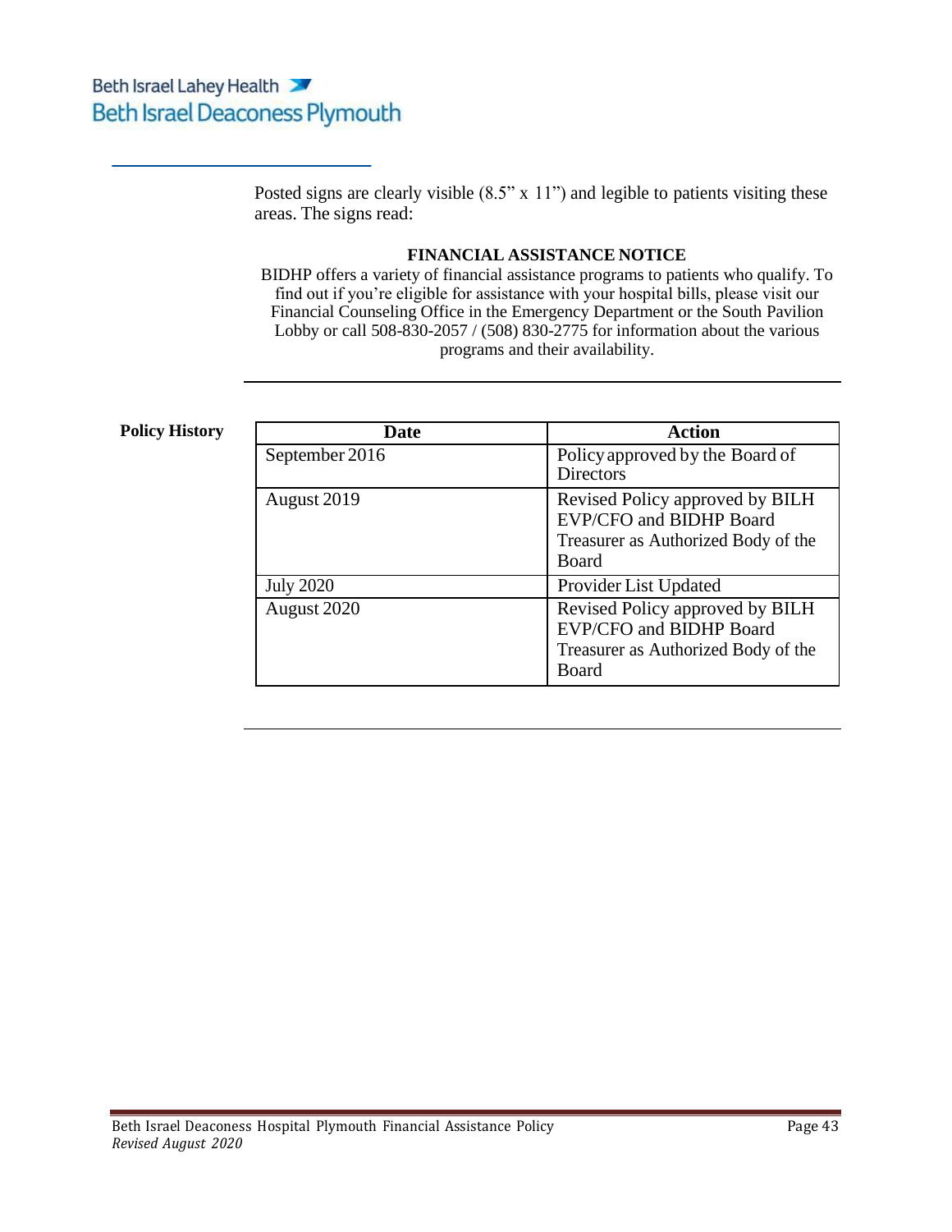Posted signs are clearly visible (8.5" x 11") and legible to patients visiting these areas. The signs read:

**FINANCIAL ASSISTANCE NOTICE**

BIDHP offers a variety of financial assistance programs to patients who qualify. To find out if you're eligible for assistance with your hospital bills, please visit our Financial Counseling Office in the Emergency Department or the South Pavilion Lobby or call 508-830-2057 / (508) 830-2775 for information about the various programs and their availability.

---

**Policy History**

| Date | Action |
|---|---|
| September 2016 | Policy approved by the Board of Directors |
| August 2019 | Revised Policy approved by BILH EVP/CFO and BIDHP Board Treasurer as Authorized Body of the Board |
| July 2020 | Provider List Updated |
| August 2020 | Revised Policy approved by BILH EVP/CFO and BIDHP Board Treasurer as Authorized Body of the Board |